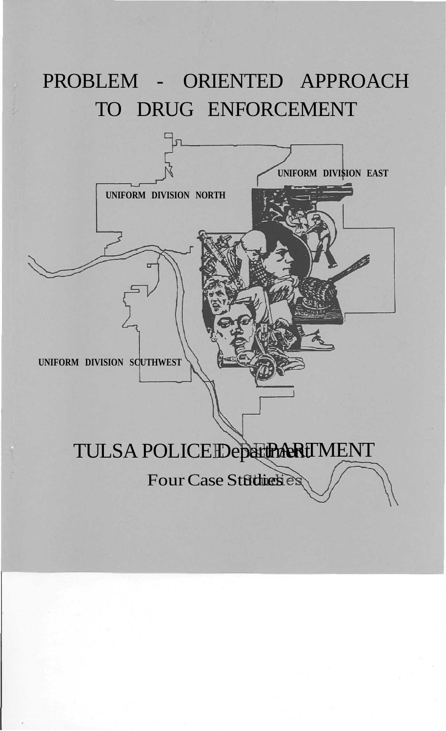# PROBLEM - ORIENTED APPROACH TO DRUG ENFORCEMENT

UNIFORM DIVISION EAST

UNIFORM DIVISION NORTH

UNIFORM DIVISION SOUTHWEST

## TULSA POLICE DEPARTMENT

Four Case Studies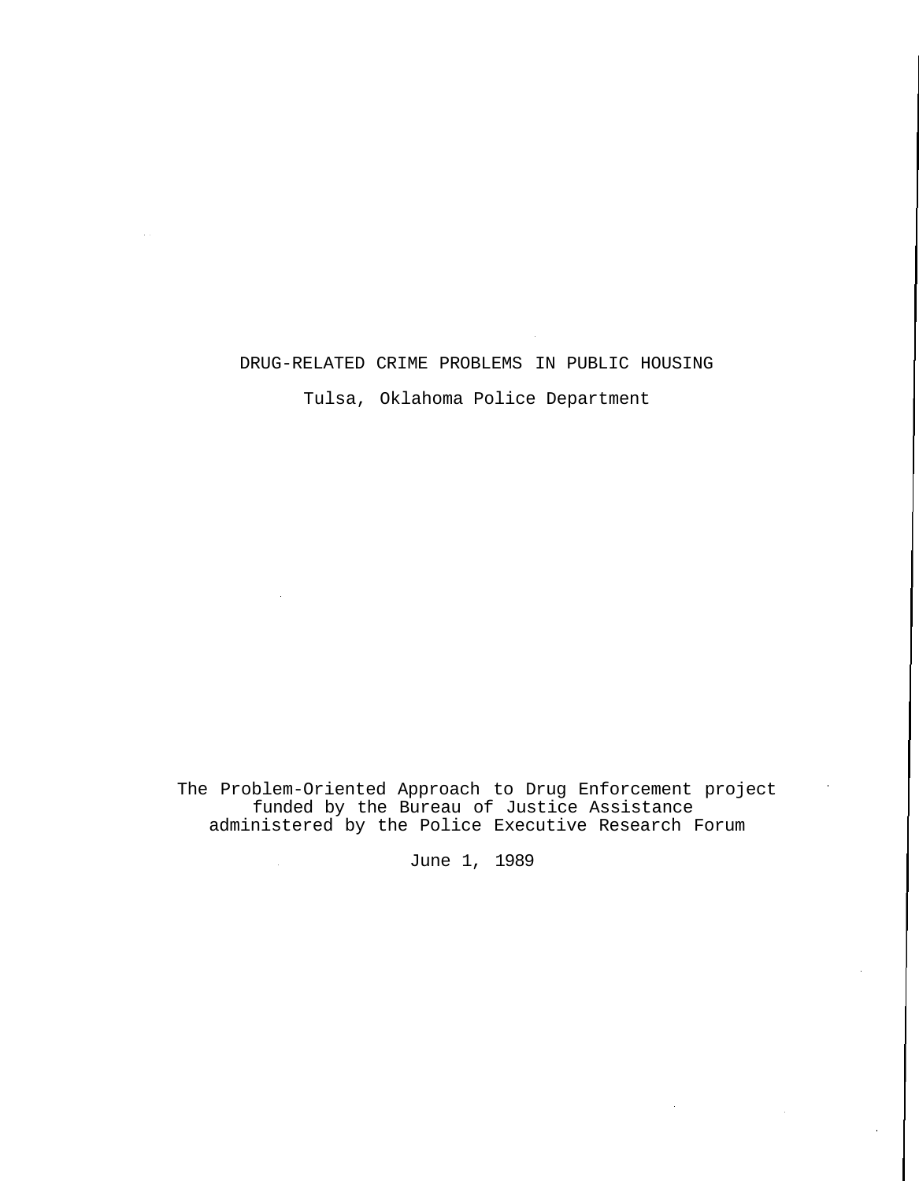# DRUG-RELATED CRIME PROBLEMS IN PUBLIC HOUSING

Tulsa, Oklahoma Police Department

The Problem-Oriented Approach to Drug Enforcement project
funded by the Bureau of Justice Assistance
administered by the Police Executive Research Forum

June 1, 1989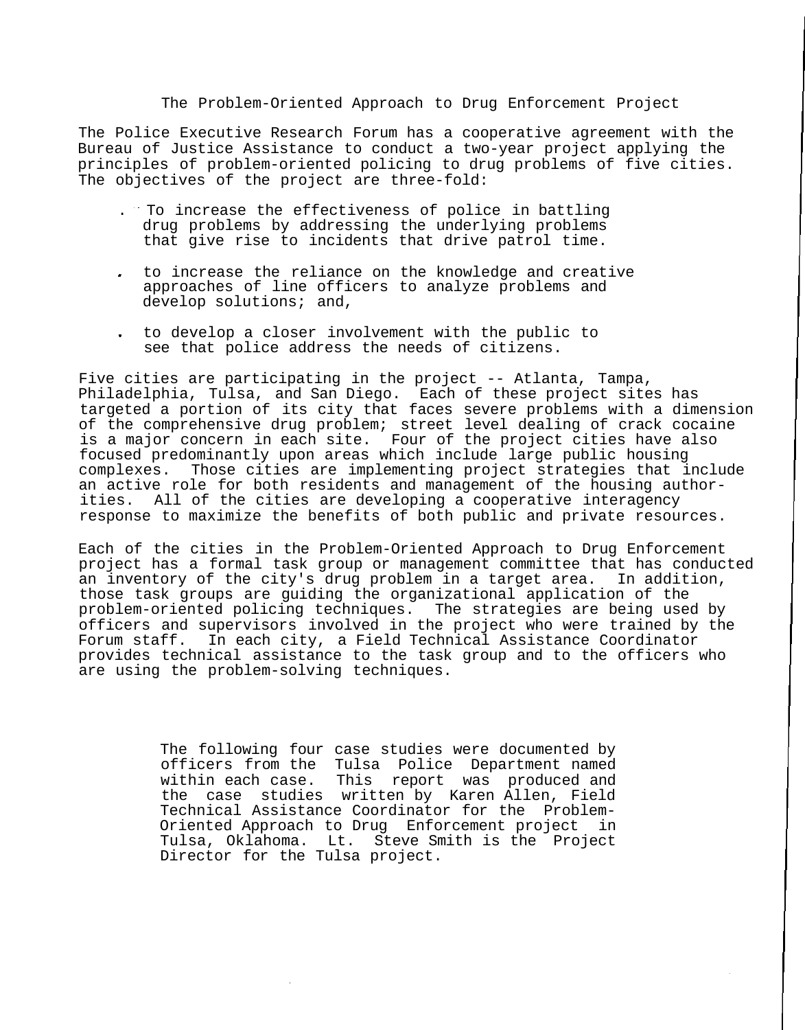## The Problem-Oriented Approach to Drug Enforcement Project

The Police Executive Research Forum has a cooperative agreement with the Bureau of Justice Assistance to conduct a two-year project applying the principles of problem-oriented policing to drug problems of five cities. The objectives of the project are three-fold:

- To increase the effectiveness of police in battling drug problems by addressing the underlying problems that give rise to incidents that drive patrol time.
- to increase the reliance on the knowledge and creative approaches of line officers to analyze problems and develop solutions; and,
- to develop a closer involvement with the public to see that police address the needs of citizens.

Five cities are participating in the project -- Atlanta, Tampa, Philadelphia, Tulsa, and San Diego. Each of these project sites has targeted a portion of its city that faces severe problems with a dimension of the comprehensive drug problem; street level dealing of crack cocaine is a major concern in each site. Four of the project cities have also focused predominantly upon areas which include large public housing complexes. Those cities are implementing project strategies that include an active role for both residents and management of the housing authorities. All of the cities are developing a cooperative interagency response to maximize the benefits of both public and private resources.

Each of the cities in the Problem-Oriented Approach to Drug Enforcement project has a formal task group or management committee that has conducted an inventory of the city's drug problem in a target area. In addition, those task groups are guiding the organizational application of the problem-oriented policing techniques. The strategies are being used by officers and supervisors involved in the project who were trained by the Forum staff. In each city, a Field Technical Assistance Coordinator provides technical assistance to the task group and to the officers who are using the problem-solving techniques.

The following four case studies were documented by officers from the Tulsa Police Department named within each case. This report was produced and the case studies written by Karen Allen, Field Technical Assistance Coordinator for the Problem-Oriented Approach to Drug Enforcement project in Tulsa, Oklahoma. Lt. Steve Smith is the Project Director for the Tulsa project.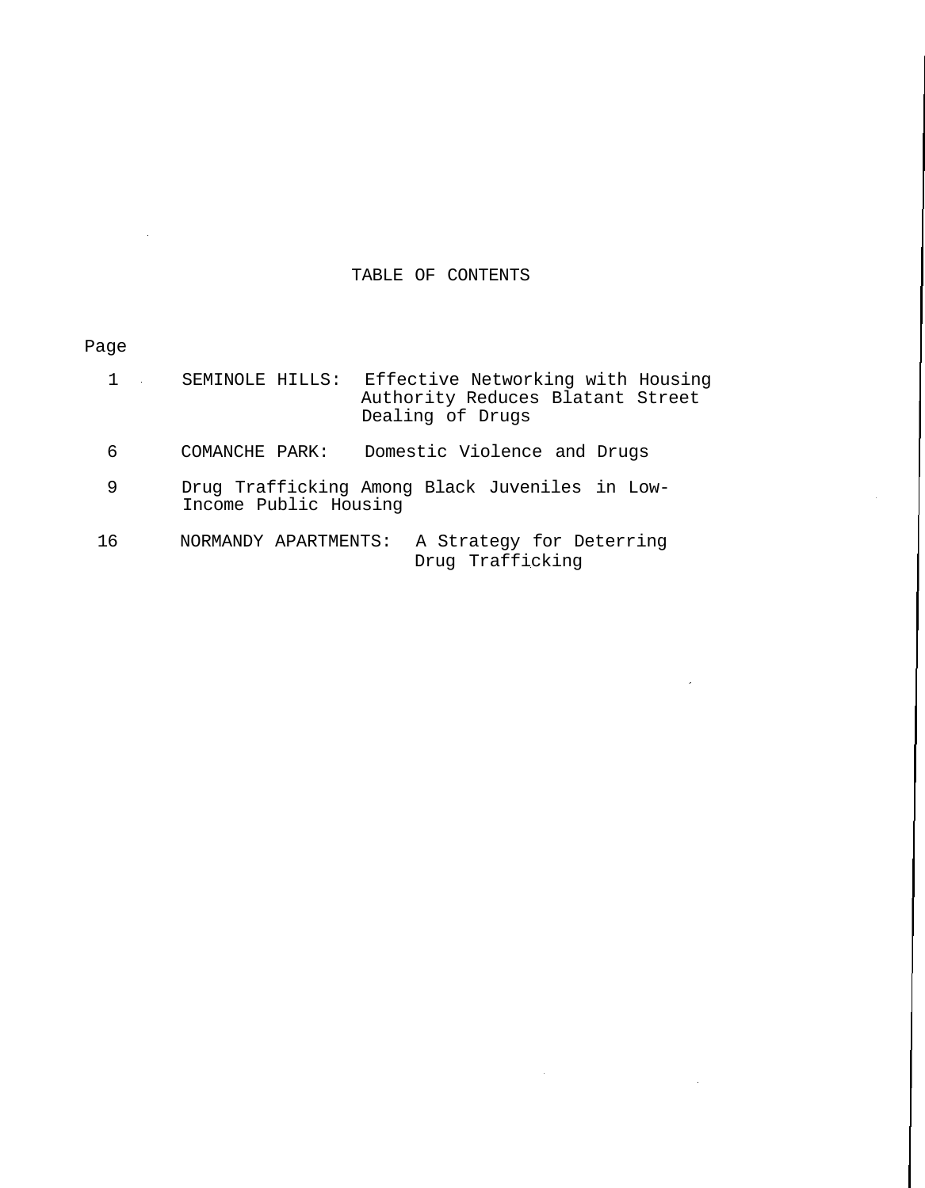# TABLE OF CONTENTS

| Page | |
|---|---|
| 1 | SEMINOLE HILLS: Effective Networking with Housing Authority Reduces Blatant Street Dealing of Drugs |
| 6 | COMANCHE PARK: Domestic Violence and Drugs |
| 9 | Drug Trafficking Among Black Juveniles in Low-Income Public Housing |
| 16 | NORMANDY APARTMENTS: A Strategy for Deterring Drug Trafficking |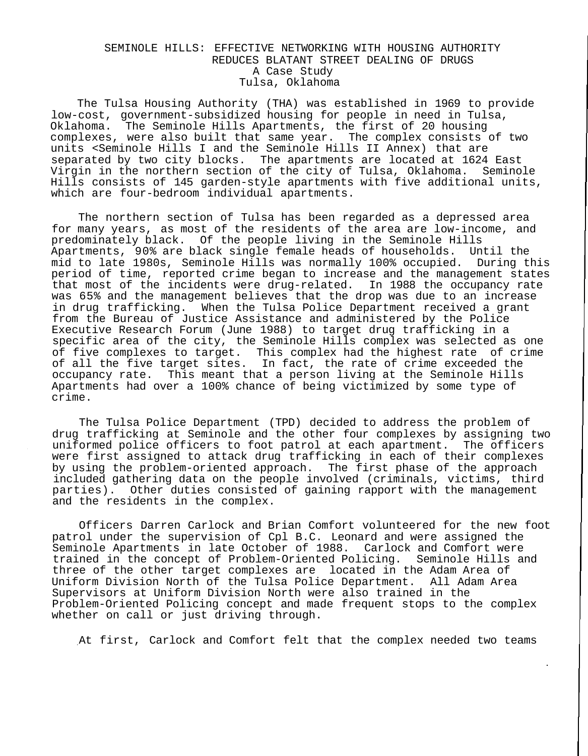# SEMINOLE HILLS: EFFECTIVE NETWORKING WITH HOUSING AUTHORITY REDUCES BLATANT STREET DEALING OF DRUGS

A Case Study
Tulsa, Oklahoma

The Tulsa Housing Authority (THA) was established in 1969 to provide low-cost, government-subsidized housing for people in need in Tulsa, Oklahoma. The Seminole Hills Apartments, the first of 20 housing complexes, were also built that same year. The complex consists of two units <Seminole Hills I and the Seminole Hills II Annex) that are separated by two city blocks. The apartments are located at 1624 East Virgin in the northern section of the city of Tulsa, Oklahoma. Seminole Hills consists of 145 garden-style apartments with five additional units, which are four-bedroom individual apartments.

The northern section of Tulsa has been regarded as a depressed area for many years, as most of the residents of the area are low-income, and predominately black. Of the people living in the Seminole Hills Apartments, 90% are black single female heads of households. Until the mid to late 1980s, Seminole Hills was normally 100% occupied. During this period of time, reported crime began to increase and the management states that most of the incidents were drug-related. In 1988 the occupancy rate was 65% and the management believes that the drop was due to an increase in drug trafficking. When the Tulsa Police Department received a grant from the Bureau of Justice Assistance and administered by the Police Executive Research Forum (June 1988) to target drug trafficking in a specific area of the city, the Seminole Hills complex was selected as one of five complexes to target. This complex had the highest rate of crime of all the five target sites. In fact, the rate of crime exceeded the occupancy rate. This meant that a person living at the Seminole Hills Apartments had over a 100% chance of being victimized by some type of crime.

The Tulsa Police Department (TPD) decided to address the problem of drug trafficking at Seminole and the other four complexes by assigning two uniformed police officers to foot patrol at each apartment. The officers were first assigned to attack drug trafficking in each of their complexes by using the problem-oriented approach. The first phase of the approach included gathering data on the people involved (criminals, victims, third parties). Other duties consisted of gaining rapport with the management and the residents in the complex.

Officers Darren Carlock and Brian Comfort volunteered for the new foot patrol under the supervision of Cpl B.C. Leonard and were assigned the Seminole Apartments in late October of 1988. Carlock and Comfort were trained in the concept of Problem-Oriented Policing. Seminole Hills and three of the other target complexes are located in the Adam Area of Uniform Division North of the Tulsa Police Department. All Adam Area Supervisors at Uniform Division North were also trained in the Problem-Oriented Policing concept and made frequent stops to the complex whether on call or just driving through.

At first, Carlock and Comfort felt that the complex needed two teams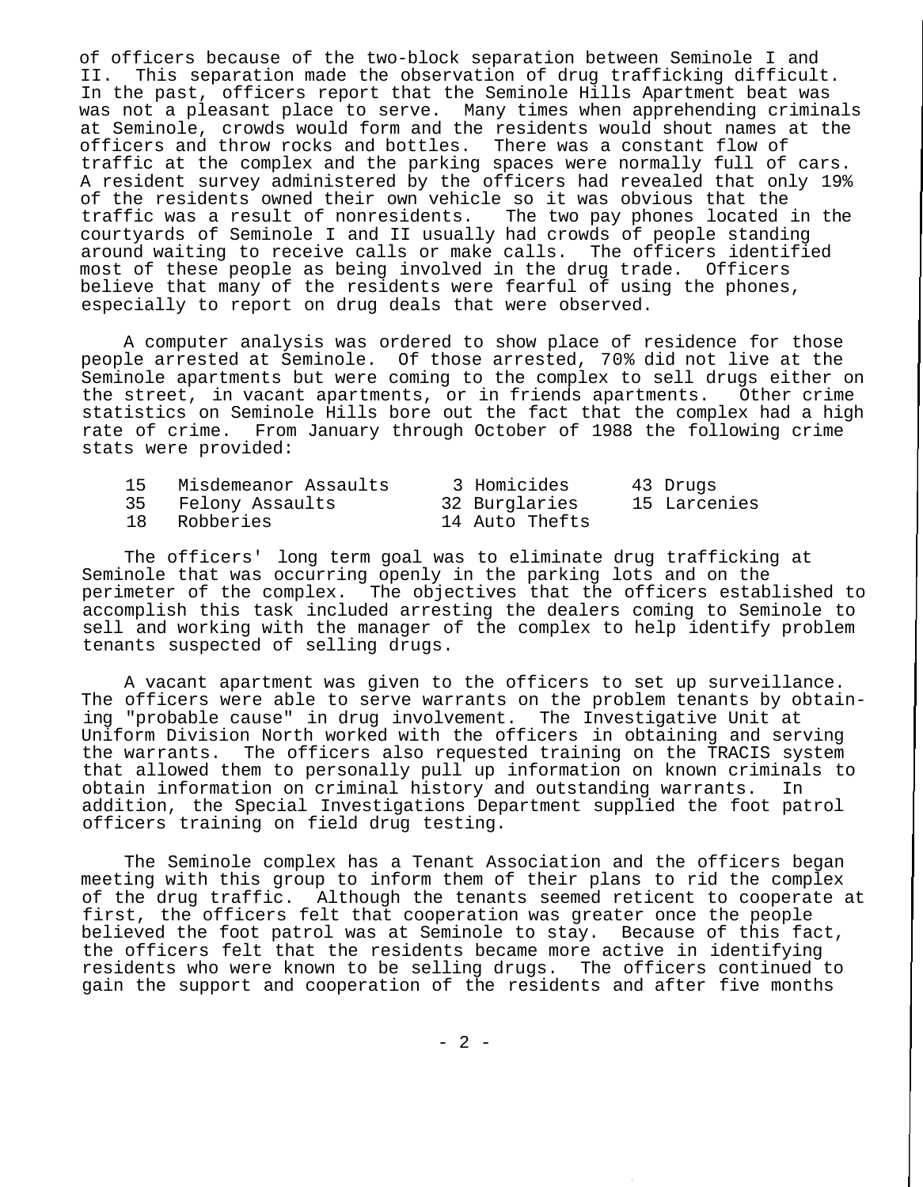of officers because of the two-block separation between Seminole I and II. This separation made the observation of drug trafficking difficult. In the past, officers report that the Seminole Hills Apartment beat was was not a pleasant place to serve. Many times when apprehending criminals at Seminole, crowds would form and the residents would shout names at the officers and throw rocks and bottles. There was a constant flow of traffic at the complex and the parking spaces were normally full of cars. A resident survey administered by the officers had revealed that only 19% of the residents owned their own vehicle so it was obvious that the traffic was a result of nonresidents. The two pay phones located in the courtyards of Seminole I and II usually had crowds of people standing around waiting to receive calls or make calls. The officers identified most of these people as being involved in the drug trade. Officers believe that many of the residents were fearful of using the phones, especially to report on drug deals that were observed.

A computer analysis was ordered to show place of residence for those people arrested at Seminole. Of those arrested, 70% did not live at the Seminole apartments but were coming to the complex to sell drugs either on the street, in vacant apartments, or in friends apartments. Other crime statistics on Seminole Hills bore out the fact that the complex had a high rate of crime. From January through October of 1988 the following crime stats were provided:

| | | |
|---|---|---|
| 15 Misdemeanor Assaults | 3 Homicides | 43 Drugs |
| 35 Felony Assaults | 32 Burglaries | 15 Larcenies |
| 18 Robberies | 14 Auto Thefts | |

The officers' long term goal was to eliminate drug trafficking at Seminole that was occurring openly in the parking lots and on the perimeter of the complex. The objectives that the officers established to accomplish this task included arresting the dealers coming to Seminole to sell and working with the manager of the complex to help identify problem tenants suspected of selling drugs.

A vacant apartment was given to the officers to set up surveillance. The officers were able to serve warrants on the problem tenants by obtaining "probable cause" in drug involvement. The Investigative Unit at Uniform Division North worked with the officers in obtaining and serving the warrants. The officers also requested training on the TRACIS system that allowed them to personally pull up information on known criminals to obtain information on criminal history and outstanding warrants. In addition, the Special Investigations Department supplied the foot patrol officers training on field drug testing.

The Seminole complex has a Tenant Association and the officers began meeting with this group to inform them of their plans to rid the complex of the drug traffic. Although the tenants seemed reticent to cooperate at first, the officers felt that cooperation was greater once the people believed the foot patrol was at Seminole to stay. Because of this fact, the officers felt that the residents became more active in identifying residents who were known to be selling drugs. The officers continued to gain the support and cooperation of the residents and after five months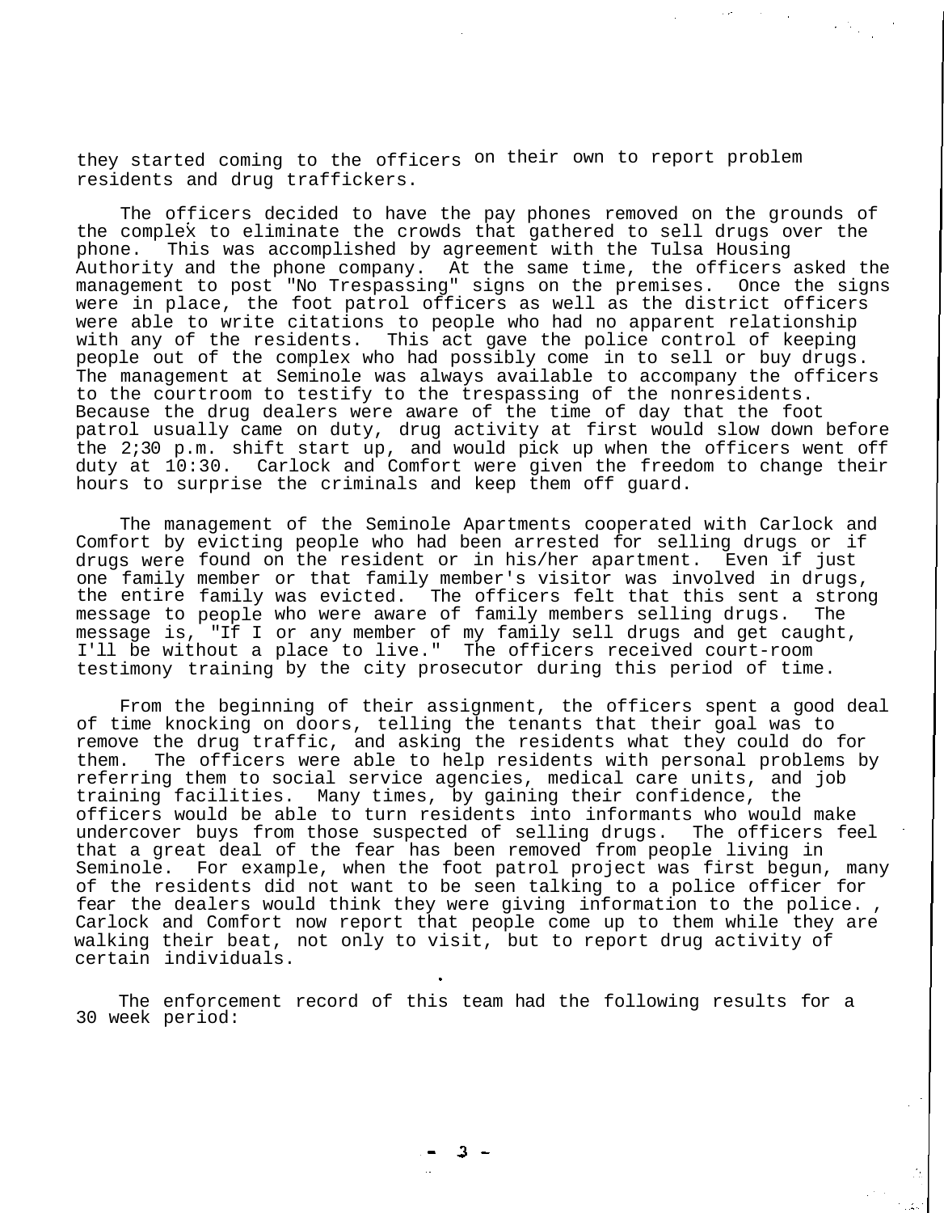they started coming to the officers on their own to report problem residents and drug traffickers.

The officers decided to have the pay phones removed on the grounds of the complex to eliminate the crowds that gathered to sell drugs over the phone. This was accomplished by agreement with the Tulsa Housing Authority and the phone company. At the same time, the officers asked the management to post "No Trespassing" signs on the premises. Once the signs were in place, the foot patrol officers as well as the district officers were able to write citations to people who had no apparent relationship with any of the residents. This act gave the police control of keeping people out of the complex who had possibly come in to sell or buy drugs. The management at Seminole was always available to accompany the officers to the courtroom to testify to the trespassing of the nonresidents. Because the drug dealers were aware of the time of day that the foot patrol usually came on duty, drug activity at first would slow down before the 2;30 p.m. shift start up, and would pick up when the officers went off duty at 10:30. Carlock and Comfort were given the freedom to change their hours to surprise the criminals and keep them off guard.

The management of the Seminole Apartments cooperated with Carlock and Comfort by evicting people who had been arrested for selling drugs or if drugs were found on the resident or in his/her apartment. Even if just one family member or that family member's visitor was involved in drugs, the entire family was evicted. The officers felt that this sent a strong message to people who were aware of family members selling drugs. The message is, "If I or any member of my family sell drugs and get caught, I'll be without a place to live." The officers received court-room testimony training by the city prosecutor during this period of time.

From the beginning of their assignment, the officers spent a good deal of time knocking on doors, telling the tenants that their goal was to remove the drug traffic, and asking the residents what they could do for them. The officers were able to help residents with personal problems by referring them to social service agencies, medical care units, and job training facilities. Many times, by gaining their confidence, the officers would be able to turn residents into informants who would make undercover buys from those suspected of selling drugs. The officers feel that a great deal of the fear has been removed from people living in Seminole. For example, when the foot patrol project was first begun, many of the residents did not want to be seen talking to a police officer for fear the dealers would think they were giving information to the police. , Carlock and Comfort now report that people come up to them while they are walking their beat, not only to visit, but to report drug activity of certain individuals.

The enforcement record of this team had the following results for a 30 week period: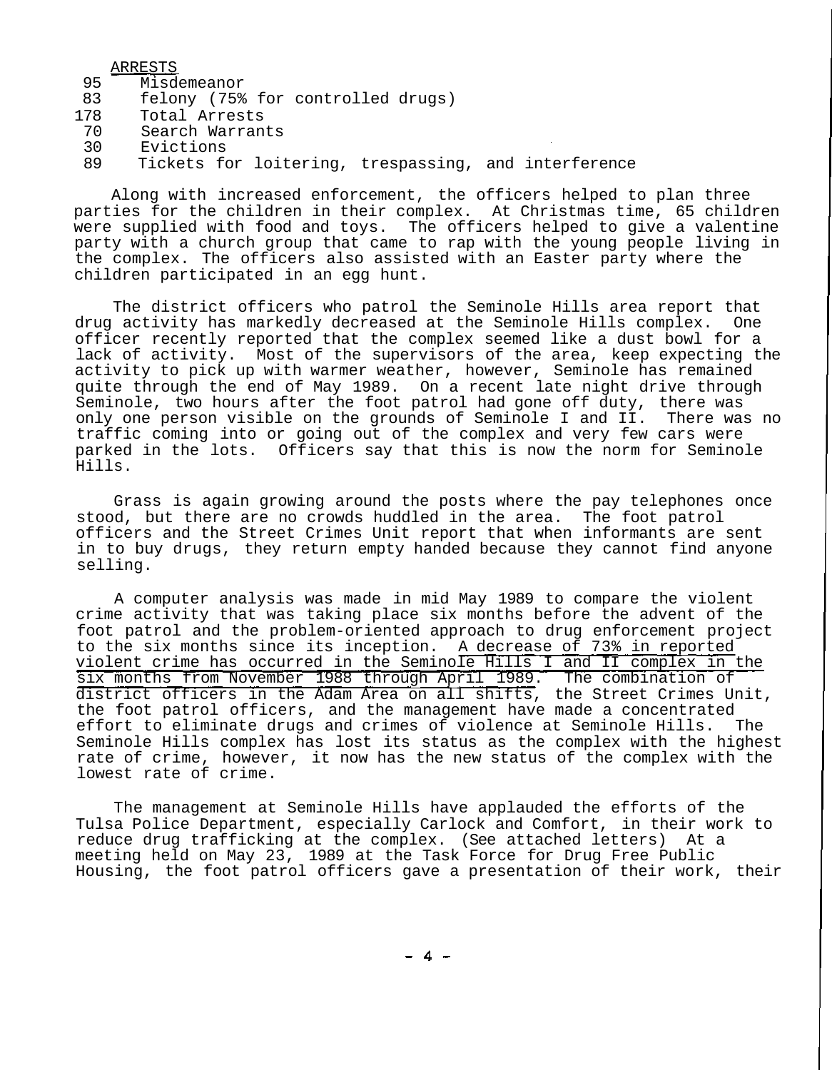ARRESTS

| | |
|---|---|
| 95 | Misdemeanor |
| 83 | felony (75% for controlled drugs) |
| 178 | Total Arrests |
| 70 | Search Warrants |
| 30 | Evictions |
| 89 | Tickets for loitering, trespassing, and interference |

Along with increased enforcement, the officers helped to plan three parties for the children in their complex. At Christmas time, 65 children were supplied with food and toys. The officers helped to give a valentine party with a church group that came to rap with the young people living in the complex. The officers also assisted with an Easter party where the children participated in an egg hunt.

The district officers who patrol the Seminole Hills area report that drug activity has markedly decreased at the Seminole Hills complex. One officer recently reported that the complex seemed like a dust bowl for a lack of activity. Most of the supervisors of the area, keep expecting the activity to pick up with warmer weather, however, Seminole has remained quite through the end of May 1989. On a recent late night drive through Seminole, two hours after the foot patrol had gone off duty, there was only one person visible on the grounds of Seminole I and II. There was no traffic coming into or going out of the complex and very few cars were parked in the lots. Officers say that this is now the norm for Seminole Hills.

Grass is again growing around the posts where the pay telephones once stood, but there are no crowds huddled in the area. The foot patrol officers and the Street Crimes Unit report that when informants are sent in to buy drugs, they return empty handed because they cannot find anyone selling.

A computer analysis was made in mid May 1989 to compare the violent crime activity that was taking place six months before the advent of the foot patrol and the problem-oriented approach to drug enforcement project to the six months since its inception. A decrease of 73% in reported violent crime has occurred in the Seminole Hills I and II complex in the six months from November 1988 through April 1989. The combination of district officers in the Adam Area on all shifts, the Street Crimes Unit, the foot patrol officers, and the management have made a concentrated effort to eliminate drugs and crimes of violence at Seminole Hills. The Seminole Hills complex has lost its status as the complex with the highest rate of crime, however, it now has the new status of the complex with the lowest rate of crime.

The management at Seminole Hills have applauded the efforts of the Tulsa Police Department, especially Carlock and Comfort, in their work to reduce drug trafficking at the complex. (See attached letters) At a meeting held on May 23, 1989 at the Task Force for Drug Free Public Housing, the foot patrol officers gave a presentation of their work, their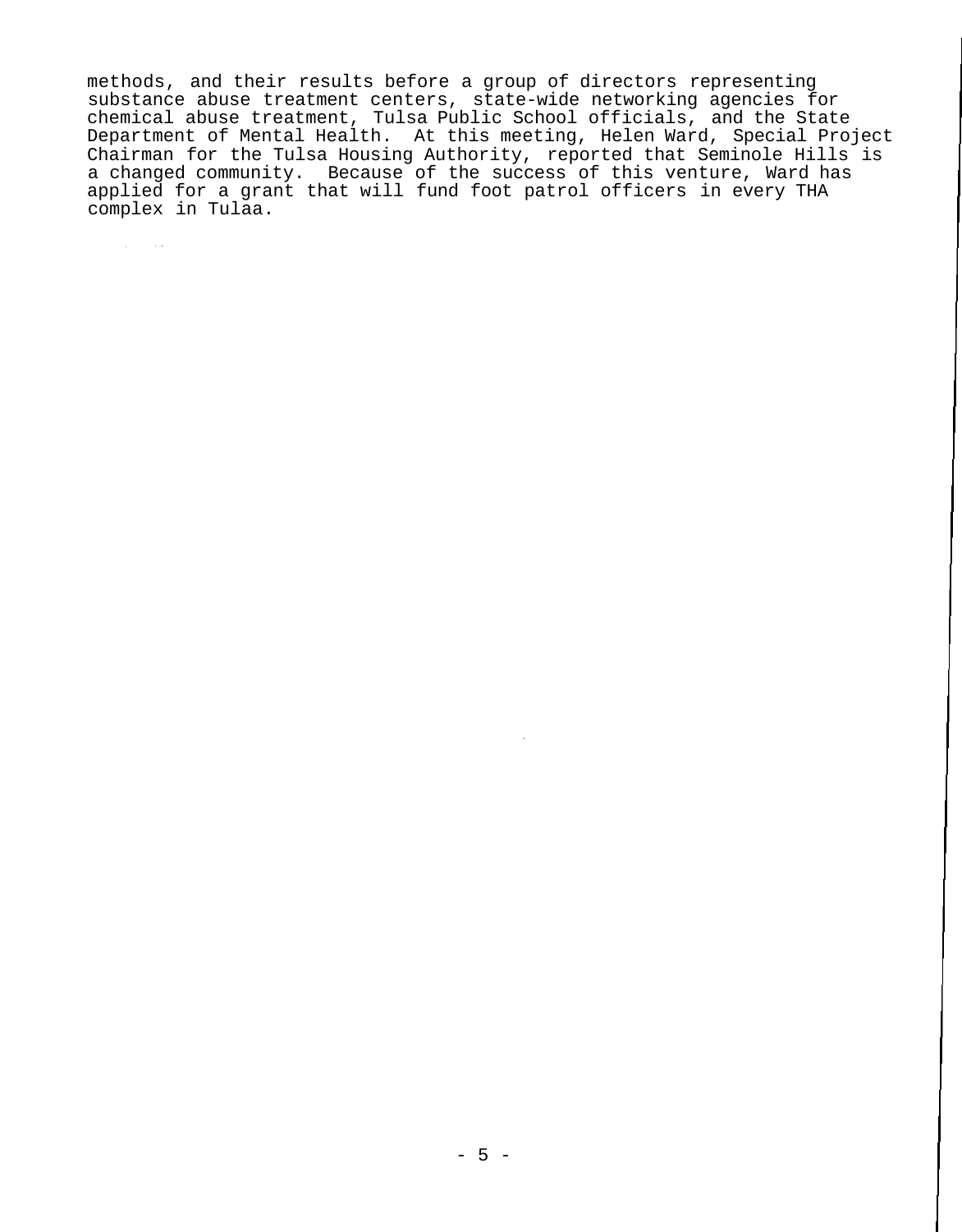methods, and their results before a group of directors representing substance abuse treatment centers, state-wide networking agencies for chemical abuse treatment, Tulsa Public School officials, and the State Department of Mental Health. At this meeting, Helen Ward, Special Project Chairman for the Tulsa Housing Authority, reported that Seminole Hills is a changed community. Because of the success of this venture, Ward has applied for a grant that will fund foot patrol officers in every THA complex in Tulaa.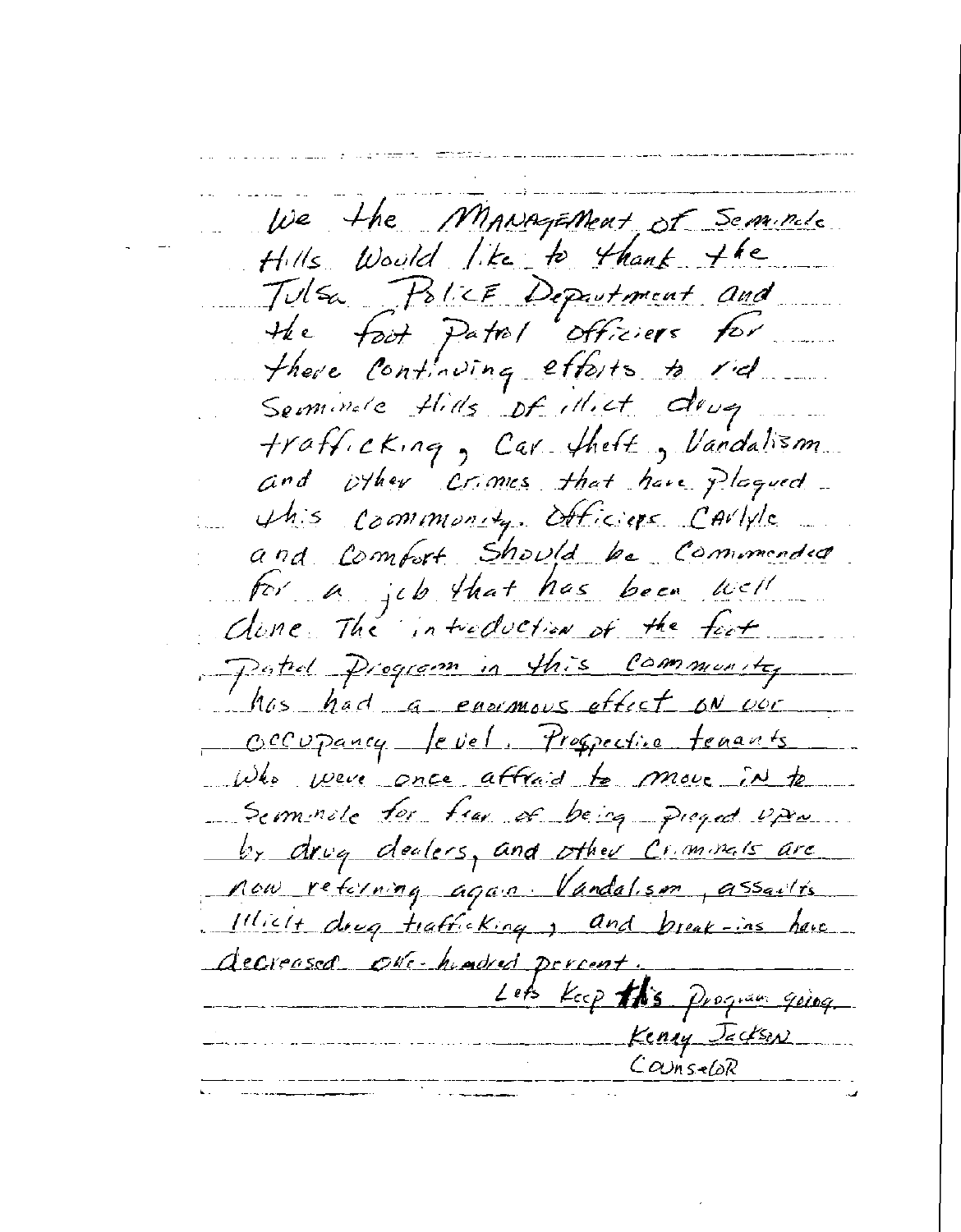We the Management of Seminole Hills Would like to thank the Tulsa Police Department and the foot Patrol officiers for there continuing efforts to rid Seminole Hills of illict drug trafficking, Car theft, Vandalism and other crimes that have plagued this community. Officers Carlyle and Comfort Should be Commended for a job that has been well done. The introduction of the foot Patrol Program in this community has had a enormous effect on our occupancy level. Prospective tenants who were once affraid to move in to Seminole for fear of being preyed upon by drug dealers, and other Criminals are now returning again. Vandalism, assaults Illicit drug trafficking, and break-ins have decreased one-hundred percent.

Lets Keep this Program going.

Kenny Jackson
Counselor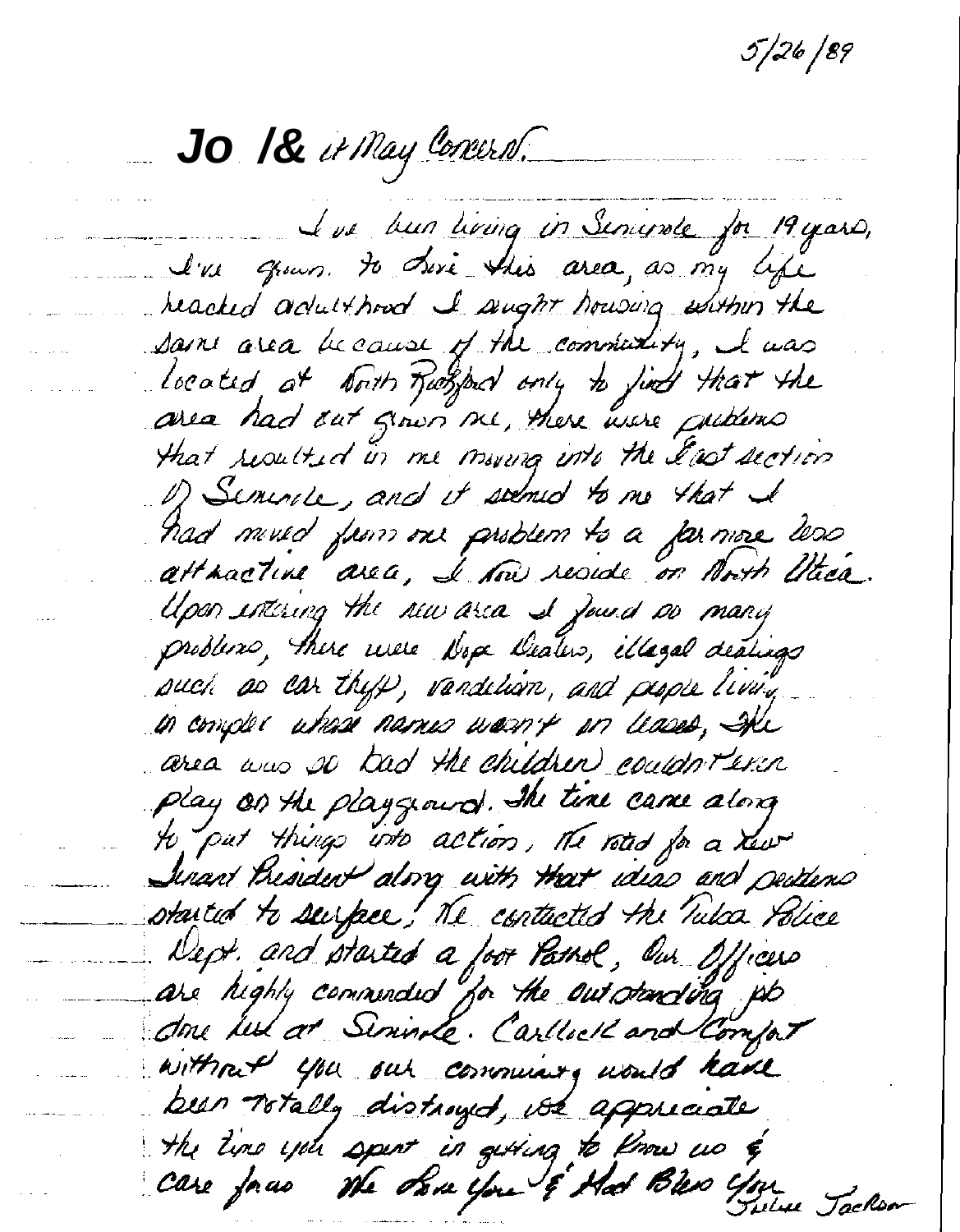5/26/89

To Whom it May Concern.

I've been living in Seminole for 19 years, I've grown to love this area, as my life reached adulthood I sought housing within the same area because of the community, I was located at North Rockford only to find that the area had out grown me, there were problems that resulted in me moving into the East section of Seminole, and it seemed to me that I had moved from one problem to a far more less attractive area, I now reside on North Utica. Upon entering the new area I found so many problems, there were Dope Dealers, illegal dealings such as car theft, vandalism, and people living in complex whose names wasn't on leases, the area was so bad the children couldn't even play on the playground. The time came along to put things into action, we voted for a new Tenant President along with that ideas and problems started to surface, We contacted the Tulsa Police Dept. and started a foot Patrol, Our Officers are highly commended for the outstanding job done here at Seminole. Carllock and Comfort without you our community would have been totally destroyed, we appreciate the time you spent in getting to know us & care for us We Love You & God Bless You

Jackson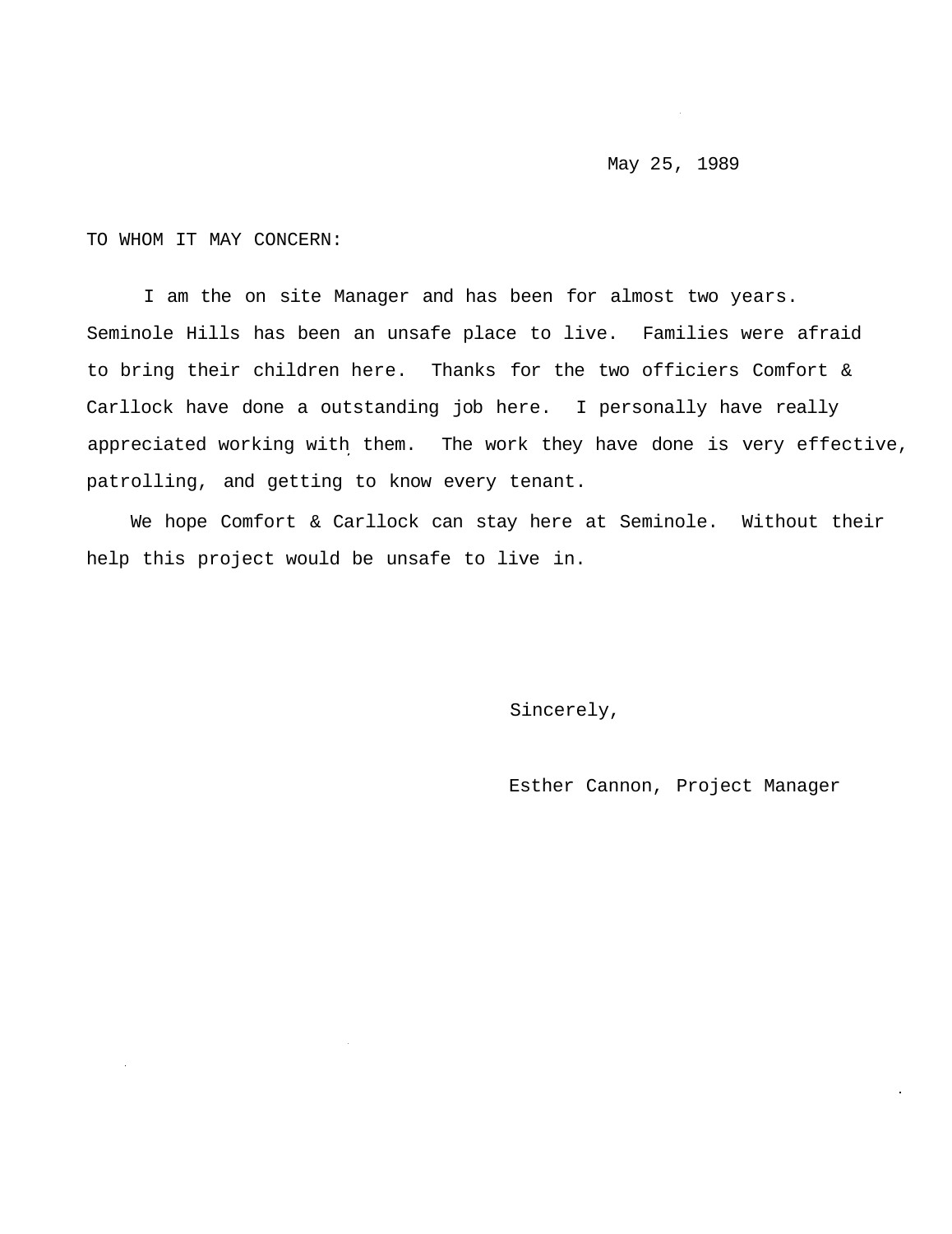May 25, 1989

TO WHOM IT MAY CONCERN:

I am the on site Manager and has been for almost two years. Seminole Hills has been an unsafe place to live. Families were afraid to bring their children here. Thanks for the two officiers Comfort & Carllock have done a outstanding job here. I personally have really appreciated working with them. The work they have done is very effective, patrolling, and getting to know every tenant.

We hope Comfort & Carllock can stay here at Seminole. Without their help this project would be unsafe to live in.

Sincerely,

Esther Cannon, Project Manager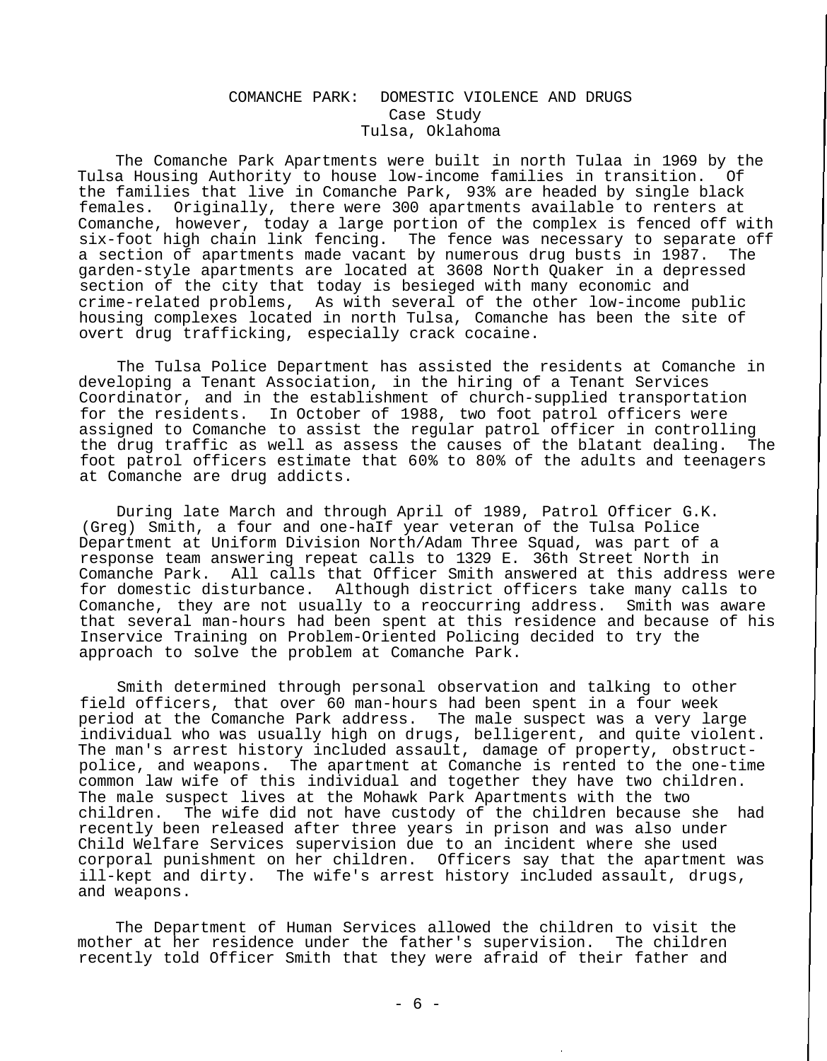# COMANCHE PARK: DOMESTIC VIOLENCE AND DRUGS

Case Study
Tulsa, Oklahoma

The Comanche Park Apartments were built in north Tulaa in 1969 by the Tulsa Housing Authority to house low-income families in transition. Of the families that live in Comanche Park, 93% are headed by single black females. Originally, there were 300 apartments available to renters at Comanche, however, today a large portion of the complex is fenced off with six-foot high chain link fencing. The fence was necessary to separate off a section of apartments made vacant by numerous drug busts in 1987. The garden-style apartments are located at 3608 North Quaker in a depressed section of the city that today is besieged with many economic and crime-related problems, As with several of the other low-income public housing complexes located in north Tulsa, Comanche has been the site of overt drug trafficking, especially crack cocaine.

The Tulsa Police Department has assisted the residents at Comanche in developing a Tenant Association, in the hiring of a Tenant Services Coordinator, and in the establishment of church-supplied transportation for the residents. In October of 1988, two foot patrol officers were assigned to Comanche to assist the regular patrol officer in controlling the drug traffic as well as assess the causes of the blatant dealing. The foot patrol officers estimate that 60% to 80% of the adults and teenagers at Comanche are drug addicts.

During late March and through April of 1989, Patrol Officer G.K. (Greg) Smith, a four and one-haIf year veteran of the Tulsa Police Department at Uniform Division North/Adam Three Squad, was part of a response team answering repeat calls to 1329 E. 36th Street North in Comanche Park. All calls that Officer Smith answered at this address were for domestic disturbance. Although district officers take many calls to Comanche, they are not usually to a reoccurring address. Smith was aware that several man-hours had been spent at this residence and because of his Inservice Training on Problem-Oriented Policing decided to try the approach to solve the problem at Comanche Park.

Smith determined through personal observation and talking to other field officers, that over 60 man-hours had been spent in a four week period at the Comanche Park address. The male suspect was a very large individual who was usually high on drugs, belligerent, and quite violent. The man's arrest history included assault, damage of property, obstruct-police, and weapons. The apartment at Comanche is rented to the one-time common law wife of this individual and together they have two children. The male suspect lives at the Mohawk Park Apartments with the two children. The wife did not have custody of the children because she had recently been released after three years in prison and was also under Child Welfare Services supervision due to an incident where she used corporal punishment on her children. Officers say that the apartment was ill-kept and dirty. The wife's arrest history included assault, drugs, and weapons.

The Department of Human Services allowed the children to visit the mother at her residence under the father's supervision. The children recently told Officer Smith that they were afraid of their father and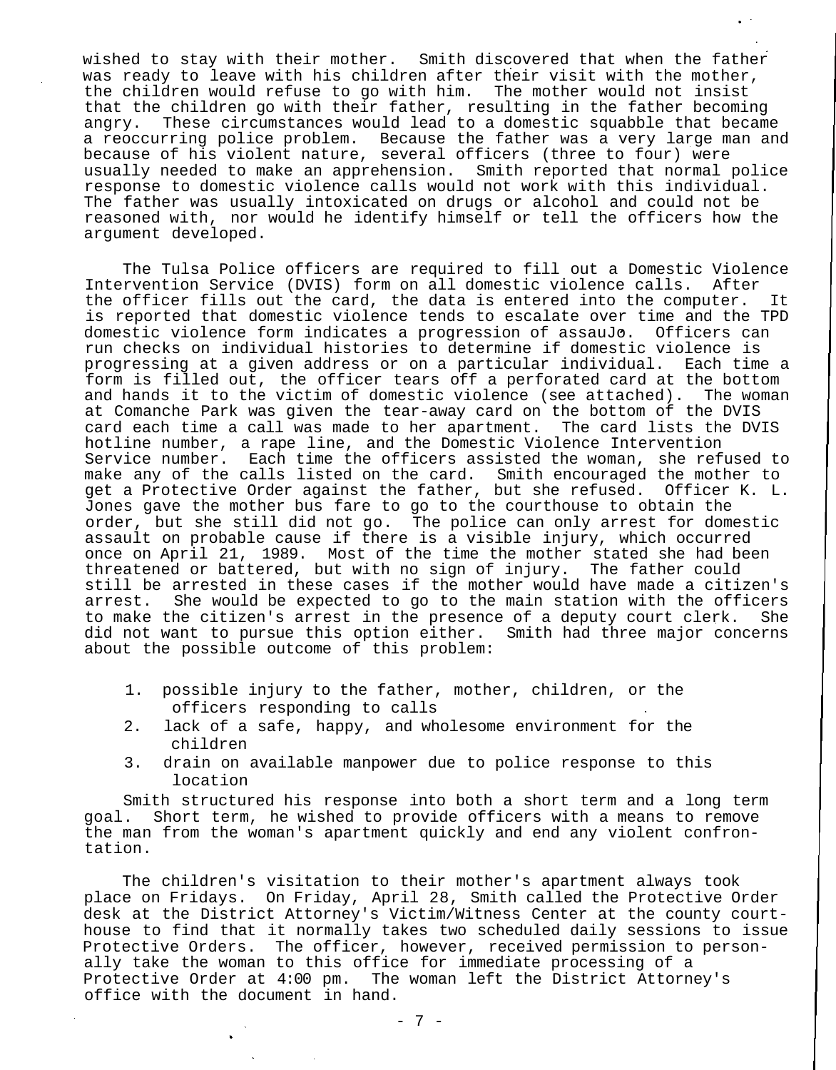wished to stay with their mother. Smith discovered that when the father was ready to leave with his children after their visit with the mother, the children would refuse to go with him. The mother would not insist that the children go with their father, resulting in the father becoming angry. These circumstances would lead to a domestic squabble that became a reoccurring police problem. Because the father was a very large man and because of his violent nature, several officers (three to four) were usually needed to make an apprehension. Smith reported that normal police response to domestic violence calls would not work with this individual. The father was usually intoxicated on drugs or alcohol and could not be reasoned with, nor would he identify himself or tell the officers how the argument developed.

The Tulsa Police officers are required to fill out a Domestic Violence Intervention Service (DVIS) form on all domestic violence calls. After the officer fills out the card, the data is entered into the computer. It is reported that domestic violence tends to escalate over time and the TPD domestic violence form indicates a progression of assauJo. Officers can run checks on individual histories to determine if domestic violence is progressing at a given address or on a particular individual. Each time a form is filled out, the officer tears off a perforated card at the bottom and hands it to the victim of domestic violence (see attached). The woman at Comanche Park was given the tear-away card on the bottom of the DVIS card each time a call was made to her apartment. The card lists the DVIS hotline number, a rape line, and the Domestic Violence Intervention Service number. Each time the officers assisted the woman, she refused to make any of the calls listed on the card. Smith encouraged the mother to get a Protective Order against the father, but she refused. Officer K. L. Jones gave the mother bus fare to go to the courthouse to obtain the order, but she still did not go. The police can only arrest for domestic assault on probable cause if there is a visible injury, which occurred once on April 21, 1989. Most of the time the mother stated she had been threatened or battered, but with no sign of injury. The father could still be arrested in these cases if the mother would have made a citizen's arrest. She would be expected to go to the main station with the officers to make the citizen's arrest in the presence of a deputy court clerk. She did not want to pursue this option either. Smith had three major concerns about the possible outcome of this problem:

1. possible injury to the father, mother, children, or the officers responding to calls
2. lack of a safe, happy, and wholesome environment for the children
3. drain on available manpower due to police response to this location

Smith structured his response into both a short term and a long term goal. Short term, he wished to provide officers with a means to remove the man from the woman's apartment quickly and end any violent confrontation.

The children's visitation to their mother's apartment always took place on Fridays. On Friday, April 28, Smith called the Protective Order desk at the District Attorney's Victim/Witness Center at the county courthouse to find that it normally takes two scheduled daily sessions to issue Protective Orders. The officer, however, received permission to personally take the woman to this office for immediate processing of a Protective Order at 4:00 pm. The woman left the District Attorney's office with the document in hand.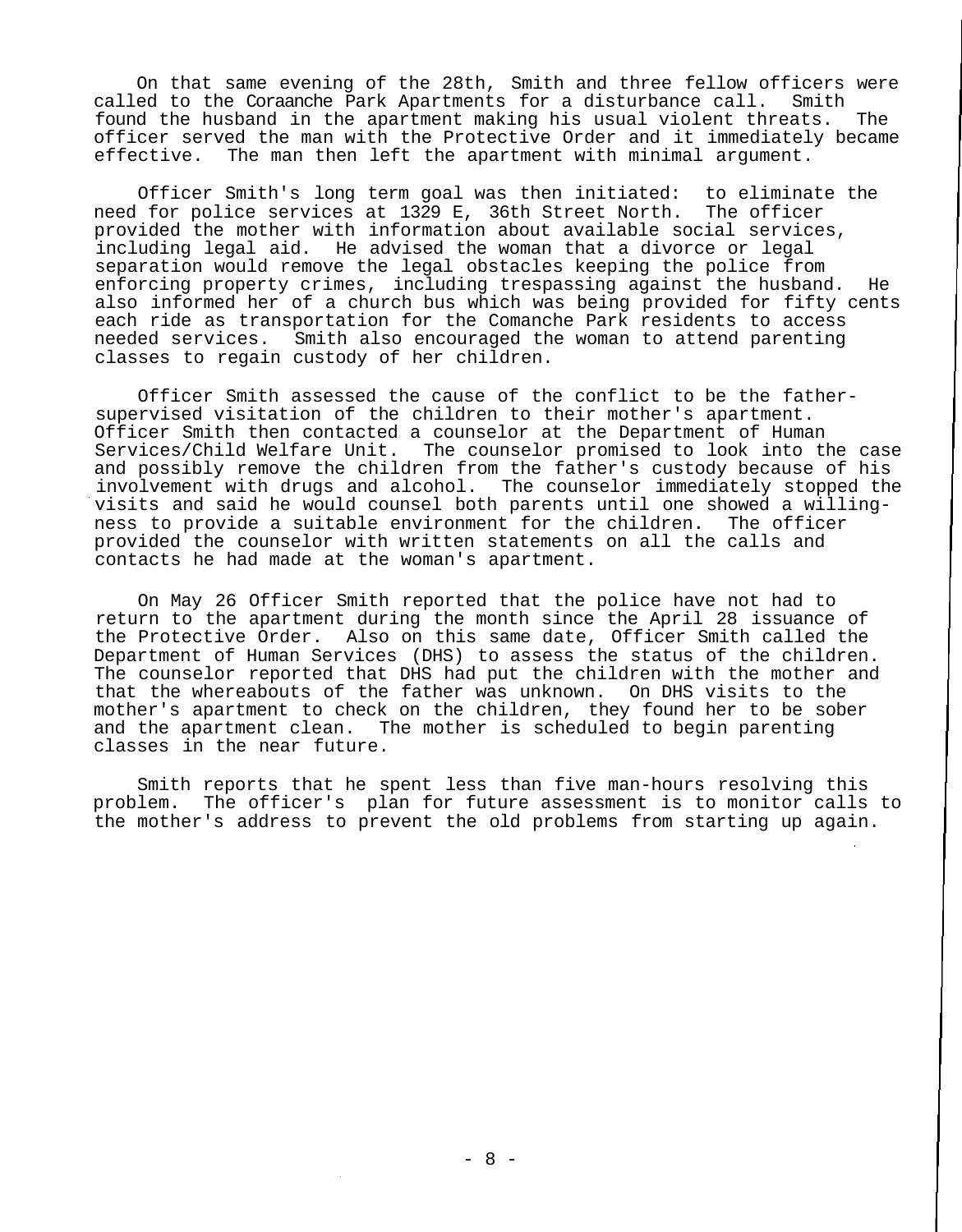On that same evening of the 28th, Smith and three fellow officers were called to the Coraanche Park Apartments for a disturbance call. Smith found the husband in the apartment making his usual violent threats. The officer served the man with the Protective Order and it immediately became effective. The man then left the apartment with minimal argument.

Officer Smith's long term goal was then initiated: to eliminate the need for police services at 1329 E, 36th Street North. The officer provided the mother with information about available social services, including legal aid. He advised the woman that a divorce or legal separation would remove the legal obstacles keeping the police from enforcing property crimes, including trespassing against the husband. He also informed her of a church bus which was being provided for fifty cents each ride as transportation for the Comanche Park residents to access needed services. Smith also encouraged the woman to attend parenting classes to regain custody of her children.

Officer Smith assessed the cause of the conflict to be the father-supervised visitation of the children to their mother's apartment. Officer Smith then contacted a counselor at the Department of Human Services/Child Welfare Unit. The counselor promised to look into the case and possibly remove the children from the father's custody because of his involvement with drugs and alcohol. The counselor immediately stopped the visits and said he would counsel both parents until one showed a willingness to provide a suitable environment for the children. The officer provided the counselor with written statements on all the calls and contacts he had made at the woman's apartment.

On May 26 Officer Smith reported that the police have not had to return to the apartment during the month since the April 28 issuance of the Protective Order. Also on this same date, Officer Smith called the Department of Human Services (DHS) to assess the status of the children. The counselor reported that DHS had put the children with the mother and that the whereabouts of the father was unknown. On DHS visits to the mother's apartment to check on the children, they found her to be sober and the apartment clean. The mother is scheduled to begin parenting classes in the near future.

Smith reports that he spent less than five man-hours resolving this problem. The officer's plan for future assessment is to monitor calls to the mother's address to prevent the old problems from starting up again.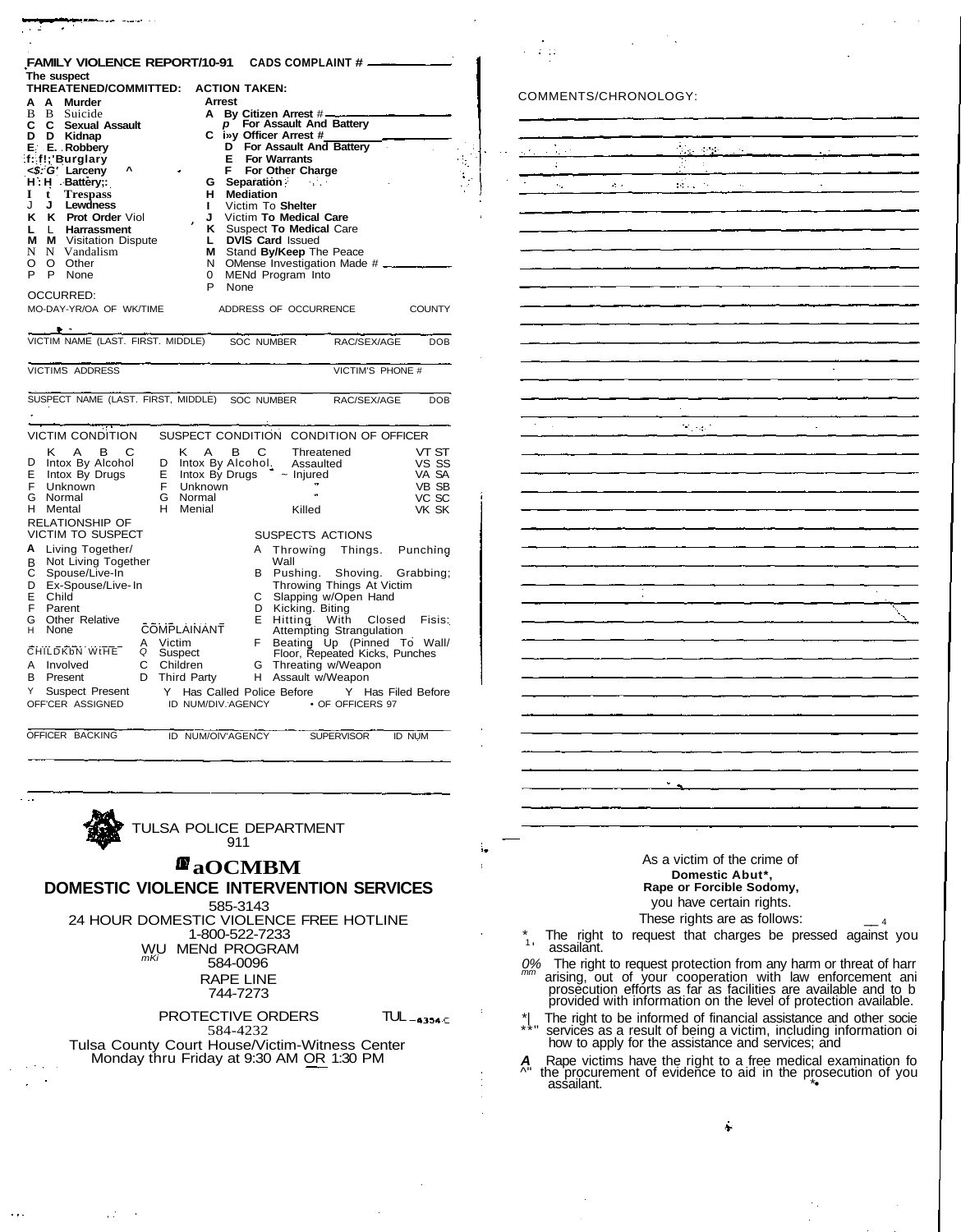## FAMILY VIOLENCE REPORT/10-91 CADS COMPLAINT # ________

| The suspect THREATENED/COMMITTED: | ACTION TAKEN: |
|---|---|
| | **Arrest** |
| A A **Murder** | A **By Citizen Arrest** # ________ |
| B B Suicide | p **For Assault And Battery** |
| C C **Sexual Assault** | C **By Officer Arrest** # ________ |
| D D **Kidnap** | D **For Assault And Battery** |
| E E **Robbery** | E **For Warrants** |
| F F **Burglary** | F **For Other Charge** |
| G G **Larceny** | G **Separation** |
| H H **Battery** | H **Mediation** |
| I I **Trespass** | I Victim To **Shelter** |
| J J **Lewdness** | J Victim **To Medical Care** |
| K K **Prot Order** Viol | K Suspect **To Medical** Care |
| L L **Harrassment** | L **DVIS Card** Issued |
| M M Visitation Dispute | M Stand **By/Keep** The Peace |
| N N Vandalism | N OMense Investigation Made # ________ |
| O O Other | 0 MENd Program Into |
| P P None | P None |

OCCURRED:

MO-DAY-YR/OA OF WK/TIME | ADDRESS OF OCCURRENCE | COUNTY

VICTIM NAME (LAST. FIRST. MIDDLE) | SOC NUMBER | RAC/SEX/AGE | DOB

VICTIMS ADDRESS | VICTIM'S PHONE #

SUSPECT NAME (LAST. FIRST, MIDDLE) | SOC NUMBER | RAC/SEX/AGE | DOB

| VICTIM CONDITION | SUSPECT CONDITION | CONDITION OF OFFICER | |
|---|---|---|---|
| K A B C | K A B C | Threatened | VT ST |
| D Intox By Alcohol | D Intox By Alcohol | Assaulted | VS SS |
| E Intox By Drugs | E Intox By Drugs | ~ Injured | VA SA |
| F Unknown | F Unknown | | VB SB |
| G Normal | G Normal | | VC SC |
| H Mental | H Menial | Killed | VK SK |

| RELATIONSHIP OF VICTIM TO SUSPECT | SUSPECTS ACTIONS |
|---|---|
| A Living Together/ | A Throwing Things. Punching Wall |
| B Not Living Together | B Pushing. Shoving. Grabbing; Throwing Things At Victim |
| C Spouse/Live-In | C Slapping w/Open Hand |
| D Ex-Spouse/Live-In | D Kicking. Biting |
| E Child | E Hitting With Closed Fisis: Attempting Strangulation |
| F Parent | F Beating Up (Pinned To Wall/ Floor, Repeated Kicks, Punches |
| G Other Relative | G Threating w/Weapon |
| H None | H Assault w/Weapon |

| CHILDREN WITHE | COMPLAINANT |
|---|---|
| A Involved | A Victim |
| B Present | Q Suspect |
| | C Children |
| | D Third Party |

Y Suspect Present | Y Has Called Police Before | Y Has Filed Before

OFF'CER ASSIGNED | ID NUM/DIV.'AGENCY | • OF OFFICERS 97

OFFICER BACKING | ID NUM/OIV'AGENCY | SUPERVISOR | ID NUM

TULSA POLICE DEPARTMENT
911

**DOMESTIC VIOLENCE INTERVENTION SERVICES**

585-3143

24 HOUR DOMESTIC VIOLENCE FREE HOTLINE
1-800-522-7233

MENd PROGRAM
584-0096

RAPE LINE
744-7273

PROTECTIVE ORDERS
584-4232

Tulsa County Court House/Victim-Witness Center
Monday thru Friday at 9:30 AM OR 1:30 PM

COMMENTS/CHRONOLOGY:

As a victim of the crime of
**Domestic Abut\*,**
**Rape or Forcible Sodomy,**
you have certain rights.
These rights are as follows:

1. The right to request that charges be pressed against you assailant.
2. The right to request protection from any harm or threat of harr arising, out of your cooperation with law enforcement ani prosecution efforts as far as facilities are available and to b provided with information on the level of protection available.
3. The right to be informed of financial assistance and other socie services as a result of being a victim, including information oi how to apply for the assistance and services; and
4. Rape victims have the right to a free medical examination fo the procurement of evidence to aid in the prosecution of you assailant.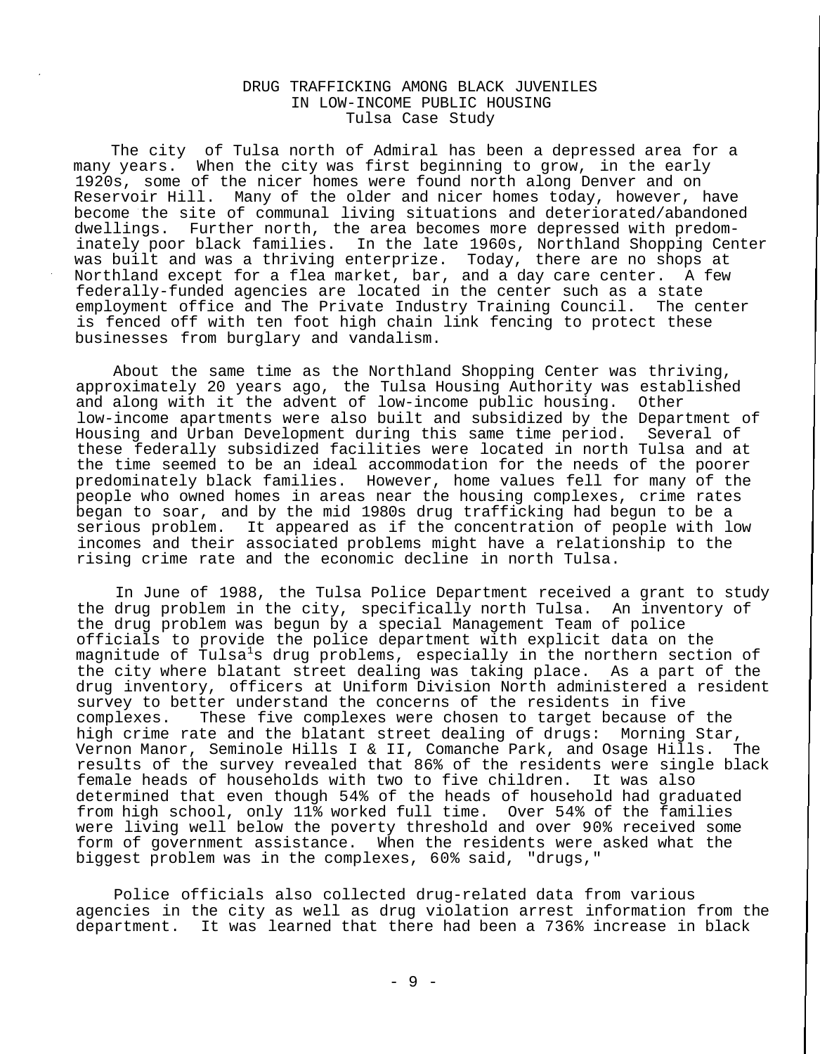# DRUG TRAFFICKING AMONG BLACK JUVENILES IN LOW-INCOME PUBLIC HOUSING

## Tulsa Case Study

The city of Tulsa north of Admiral has been a depressed area for a many years. When the city was first beginning to grow, in the early 1920s, some of the nicer homes were found north along Denver and on Reservoir Hill. Many of the older and nicer homes today, however, have become the site of communal living situations and deteriorated/abandoned dwellings. Further north, the area becomes more depressed with predominately poor black families. In the late 1960s, Northland Shopping Center was built and was a thriving enterprize. Today, there are no shops at Northland except for a flea market, bar, and a day care center. A few federally-funded agencies are located in the center such as a state employment office and The Private Industry Training Council. The center is fenced off with ten foot high chain link fencing to protect these businesses from burglary and vandalism.

About the same time as the Northland Shopping Center was thriving, approximately 20 years ago, the Tulsa Housing Authority was established and along with it the advent of low-income public housing. Other low-income apartments were also built and subsidized by the Department of Housing and Urban Development during this same time period. Several of these federally subsidized facilities were located in north Tulsa and at the time seemed to be an ideal accommodation for the needs of the poorer predominately black families. However, home values fell for many of the people who owned homes in areas near the housing complexes, crime rates began to soar, and by the mid 1980s drug trafficking had begun to be a serious problem. It appeared as if the concentration of people with low incomes and their associated problems might have a relationship to the rising crime rate and the economic decline in north Tulsa.

In June of 1988, the Tulsa Police Department received a grant to study the drug problem in the city, specifically north Tulsa. An inventory of the drug problem was begun by a special Management Team of police officials to provide the police department with explicit data on the magnitude of Tulsa[1]s drug problems, especially in the northern section of the city where blatant street dealing was taking place. As a part of the drug inventory, officers at Uniform Division North administered a resident survey to better understand the concerns of the residents in five complexes. These five complexes were chosen to target because of the high crime rate and the blatant street dealing of drugs: Morning Star, Vernon Manor, Seminole Hills I & II, Comanche Park, and Osage Hills. The results of the survey revealed that 86% of the residents were single black female heads of households with two to five children. It was also determined that even though 54% of the heads of household had graduated from high school, only 11% worked full time. Over 54% of the families were living well below the poverty threshold and over 90% received some form of government assistance. When the residents were asked what the biggest problem was in the complexes, 60% said, "drugs,"

Police officials also collected drug-related data from various agencies in the city as well as drug violation arrest information from the department. It was learned that there had been a 736% increase in black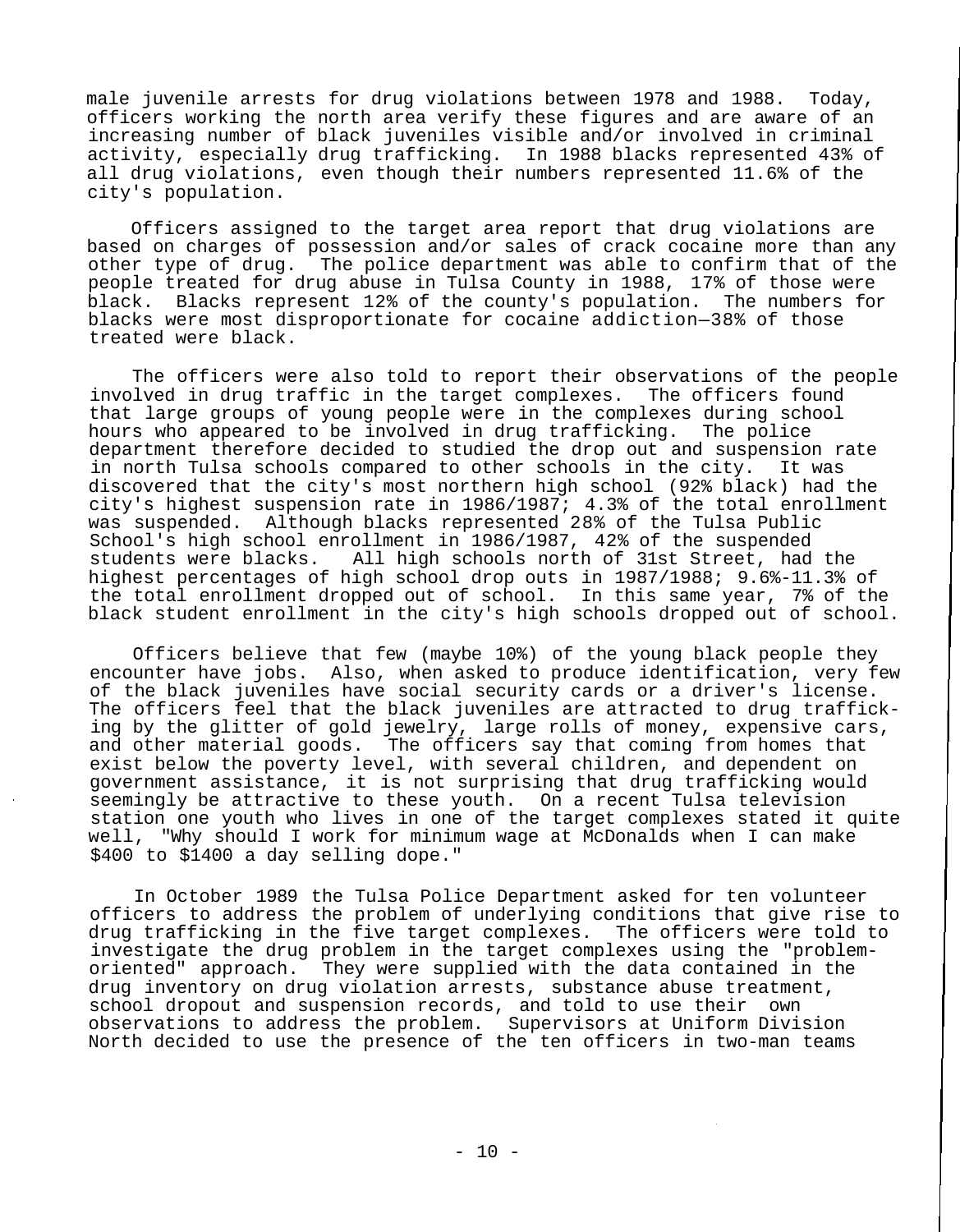male juvenile arrests for drug violations between 1978 and 1988. Today, officers working the north area verify these figures and are aware of an increasing number of black juveniles visible and/or involved in criminal activity, especially drug trafficking. In 1988 blacks represented 43% of all drug violations, even though their numbers represented 11.6% of the city's population.

Officers assigned to the target area report that drug violations are based on charges of possession and/or sales of crack cocaine more than any other type of drug. The police department was able to confirm that of the people treated for drug abuse in Tulsa County in 1988, 17% of those were black. Blacks represent 12% of the county's population. The numbers for blacks were most disproportionate for cocaine addiction—38% of those treated were black.

The officers were also told to report their observations of the people involved in drug traffic in the target complexes. The officers found that large groups of young people were in the complexes during school hours who appeared to be involved in drug trafficking. The police department therefore decided to studied the drop out and suspension rate in north Tulsa schools compared to other schools in the city. It was discovered that the city's most northern high school (92% black) had the city's highest suspension rate in 1986/1987; 4.3% of the total enrollment was suspended. Although blacks represented 28% of the Tulsa Public School's high school enrollment in 1986/1987, 42% of the suspended students were blacks. All high schools north of 31st Street, had the highest percentages of high school drop outs in 1987/1988; 9.6%-11.3% of the total enrollment dropped out of school. In this same year, 7% of the black student enrollment in the city's high schools dropped out of school.

Officers believe that few (maybe 10%) of the young black people they encounter have jobs. Also, when asked to produce identification, very few of the black juveniles have social security cards or a driver's license. The officers feel that the black juveniles are attracted to drug trafficking by the glitter of gold jewelry, large rolls of money, expensive cars, and other material goods. The officers say that coming from homes that exist below the poverty level, with several children, and dependent on government assistance, it is not surprising that drug trafficking would seemingly be attractive to these youth. On a recent Tulsa television station one youth who lives in one of the target complexes stated it quite well, "Why should I work for minimum wage at McDonalds when I can make $400 to $1400 a day selling dope."

In October 1989 the Tulsa Police Department asked for ten volunteer officers to address the problem of underlying conditions that give rise to drug trafficking in the five target complexes. The officers were told to investigate the drug problem in the target complexes using the "problem-oriented" approach. They were supplied with the data contained in the drug inventory on drug violation arrests, substance abuse treatment, school dropout and suspension records, and told to use their own observations to address the problem. Supervisors at Uniform Division North decided to use the presence of the ten officers in two-man teams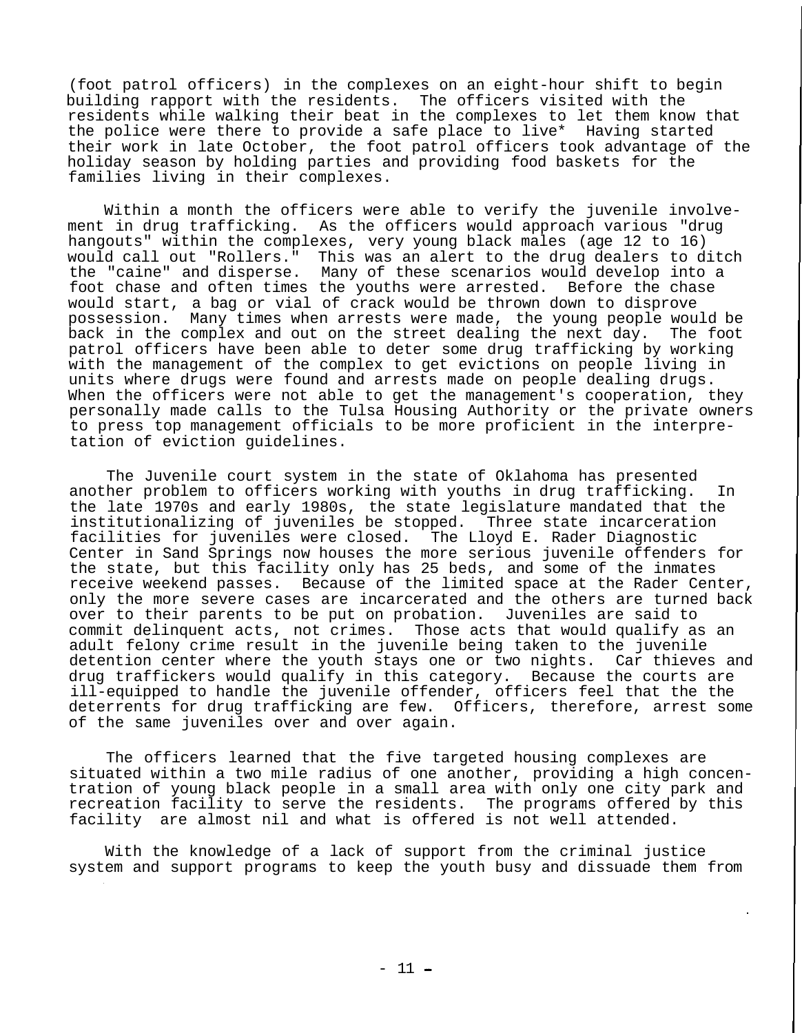(foot patrol officers) in the complexes on an eight-hour shift to begin building rapport with the residents. The officers visited with the residents while walking their beat in the complexes to let them know that the police were there to provide a safe place to live* Having started their work in late October, the foot patrol officers took advantage of the holiday season by holding parties and providing food baskets for the families living in their complexes.

Within a month the officers were able to verify the juvenile involvement in drug trafficking. As the officers would approach various "drug hangouts" within the complexes, very young black males (age 12 to 16) would call out "Rollers." This was an alert to the drug dealers to ditch the "caine" and disperse. Many of these scenarios would develop into a foot chase and often times the youths were arrested. Before the chase would start, a bag or vial of crack would be thrown down to disprove possession. Many times when arrests were made, the young people would be back in the complex and out on the street dealing the next day. The foot patrol officers have been able to deter some drug trafficking by working with the management of the complex to get evictions on people living in units where drugs were found and arrests made on people dealing drugs. When the officers were not able to get the management's cooperation, they personally made calls to the Tulsa Housing Authority or the private owners to press top management officials to be more proficient in the interpretation of eviction guidelines.

The Juvenile court system in the state of Oklahoma has presented another problem to officers working with youths in drug trafficking. In the late 1970s and early 1980s, the state legislature mandated that the institutionalizing of juveniles be stopped. Three state incarceration facilities for juveniles were closed. The Lloyd E. Rader Diagnostic Center in Sand Springs now houses the more serious juvenile offenders for the state, but this facility only has 25 beds, and some of the inmates receive weekend passes. Because of the limited space at the Rader Center, only the more severe cases are incarcerated and the others are turned back over to their parents to be put on probation. Juveniles are said to commit delinquent acts, not crimes. Those acts that would qualify as an adult felony crime result in the juvenile being taken to the juvenile detention center where the youth stays one or two nights. Car thieves and drug traffickers would qualify in this category. Because the courts are ill-equipped to handle the juvenile offender, officers feel that the the deterrents for drug trafficking are few. Officers, therefore, arrest some of the same juveniles over and over again.

The officers learned that the five targeted housing complexes are situated within a two mile radius of one another, providing a high concentration of young black people in a small area with only one city park and recreation facility to serve the residents. The programs offered by this facility are almost nil and what is offered is not well attended.

With the knowledge of a lack of support from the criminal justice system and support programs to keep the youth busy and dissuade them from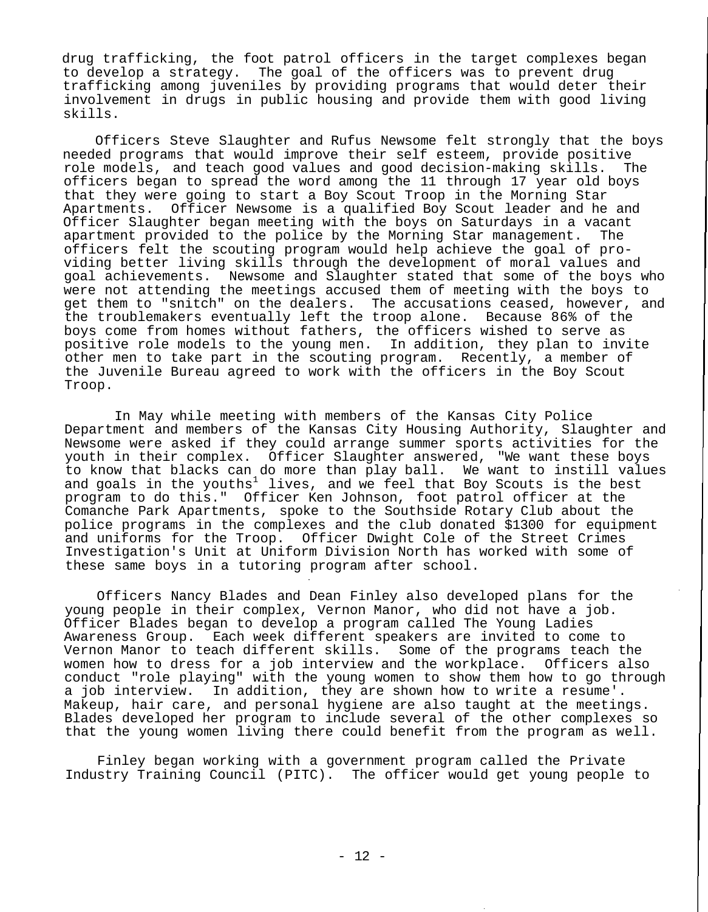drug trafficking, the foot patrol officers in the target complexes began to develop a strategy. The goal of the officers was to prevent drug trafficking among juveniles by providing programs that would deter their involvement in drugs in public housing and provide them with good living skills.

Officers Steve Slaughter and Rufus Newsome felt strongly that the boys needed programs that would improve their self esteem, provide positive role models, and teach good values and good decision-making skills. The officers began to spread the word among the 11 through 17 year old boys that they were going to start a Boy Scout Troop in the Morning Star Apartments. Officer Newsome is a qualified Boy Scout leader and he and Officer Slaughter began meeting with the boys on Saturdays in a vacant apartment provided to the police by the Morning Star management. The officers felt the scouting program would help achieve the goal of providing better living skills through the development of moral values and goal achievements. Newsome and Slaughter stated that some of the boys who were not attending the meetings accused them of meeting with the boys to get them to "snitch" on the dealers. The accusations ceased, however, and the troublemakers eventually left the troop alone. Because 86% of the boys come from homes without fathers, the officers wished to serve as positive role models to the young men. In addition, they plan to invite other men to take part in the scouting program. Recently, a member of the Juvenile Bureau agreed to work with the officers in the Boy Scout Troop.

In May while meeting with members of the Kansas City Police Department and members of the Kansas City Housing Authority, Slaughter and Newsome were asked if they could arrange summer sports activities for the youth in their complex. Officer Slaughter answered, "We want these boys to know that blacks can do more than play ball. We want to instill values and goals in the youths[1] lives, and we feel that Boy Scouts is the best program to do this." Officer Ken Johnson, foot patrol officer at the Comanche Park Apartments, spoke to the Southside Rotary Club about the police programs in the complexes and the club donated $1300 for equipment and uniforms for the Troop. Officer Dwight Cole of the Street Crimes Investigation's Unit at Uniform Division North has worked with some of these same boys in a tutoring program after school.

Officers Nancy Blades and Dean Finley also developed plans for the young people in their complex, Vernon Manor, who did not have a job. Officer Blades began to develop a program called The Young Ladies Awareness Group. Each week different speakers are invited to come to Vernon Manor to teach different skills. Some of the programs teach the women how to dress for a job interview and the workplace. Officers also conduct "role playing" with the young women to show them how to go through a job interview. In addition, they are shown how to write a resume'. Makeup, hair care, and personal hygiene are also taught at the meetings. Blades developed her program to include several of the other complexes so that the young women living there could benefit from the program as well.

Finley began working with a government program called the Private Industry Training Council (PITC). The officer would get young people to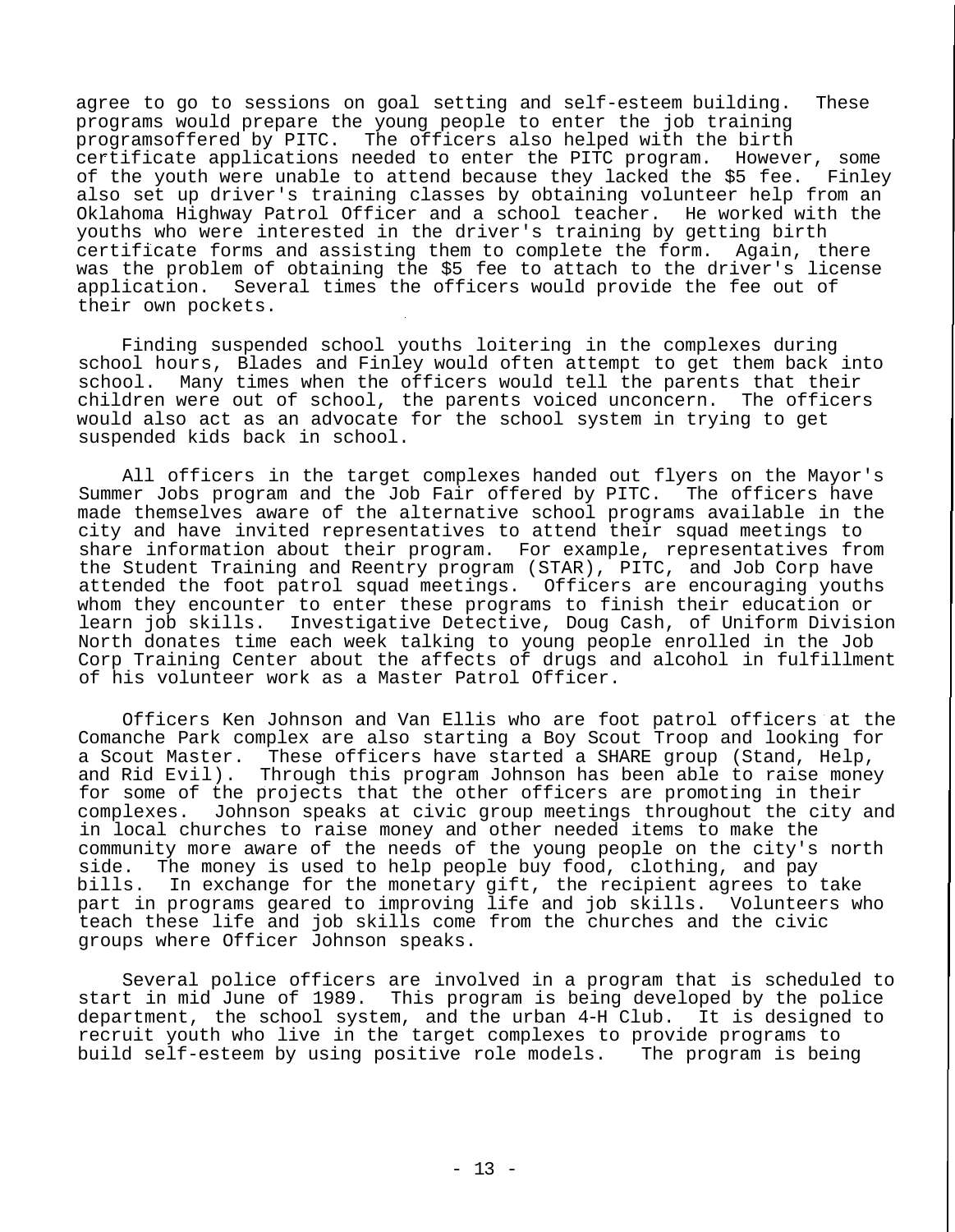agree to go to sessions on goal setting and self-esteem building. These programs would prepare the young people to enter the job training programsoffered by PITC. The officers also helped with the birth certificate applications needed to enter the PITC program. However, some of the youth were unable to attend because they lacked the $5 fee. Finley also set up driver's training classes by obtaining volunteer help from an Oklahoma Highway Patrol Officer and a school teacher. He worked with the youths who were interested in the driver's training by getting birth certificate forms and assisting them to complete the form. Again, there was the problem of obtaining the $5 fee to attach to the driver's license application. Several times the officers would provide the fee out of their own pockets.

Finding suspended school youths loitering in the complexes during school hours, Blades and Finley would often attempt to get them back into school. Many times when the officers would tell the parents that their children were out of school, the parents voiced unconcern. The officers would also act as an advocate for the school system in trying to get suspended kids back in school.

All officers in the target complexes handed out flyers on the Mayor's Summer Jobs program and the Job Fair offered by PITC. The officers have made themselves aware of the alternative school programs available in the city and have invited representatives to attend their squad meetings to share information about their program. For example, representatives from the Student Training and Reentry program (STAR), PITC, and Job Corp have attended the foot patrol squad meetings. Officers are encouraging youths whom they encounter to enter these programs to finish their education or learn job skills. Investigative Detective, Doug Cash, of Uniform Division North donates time each week talking to young people enrolled in the Job Corp Training Center about the affects of drugs and alcohol in fulfillment of his volunteer work as a Master Patrol Officer.

Officers Ken Johnson and Van Ellis who are foot patrol officers at the Comanche Park complex are also starting a Boy Scout Troop and looking for a Scout Master. These officers have started a SHARE group (Stand, Help, and Rid Evil). Through this program Johnson has been able to raise money for some of the projects that the other officers are promoting in their complexes. Johnson speaks at civic group meetings throughout the city and in local churches to raise money and other needed items to make the community more aware of the needs of the young people on the city's north side. The money is used to help people buy food, clothing, and pay bills. In exchange for the monetary gift, the recipient agrees to take part in programs geared to improving life and job skills. Volunteers who teach these life and job skills come from the churches and the civic groups where Officer Johnson speaks.

Several police officers are involved in a program that is scheduled to start in mid June of 1989. This program is being developed by the police department, the school system, and the urban 4-H Club. It is designed to recruit youth who live in the target complexes to provide programs to build self-esteem by using positive role models. The program is being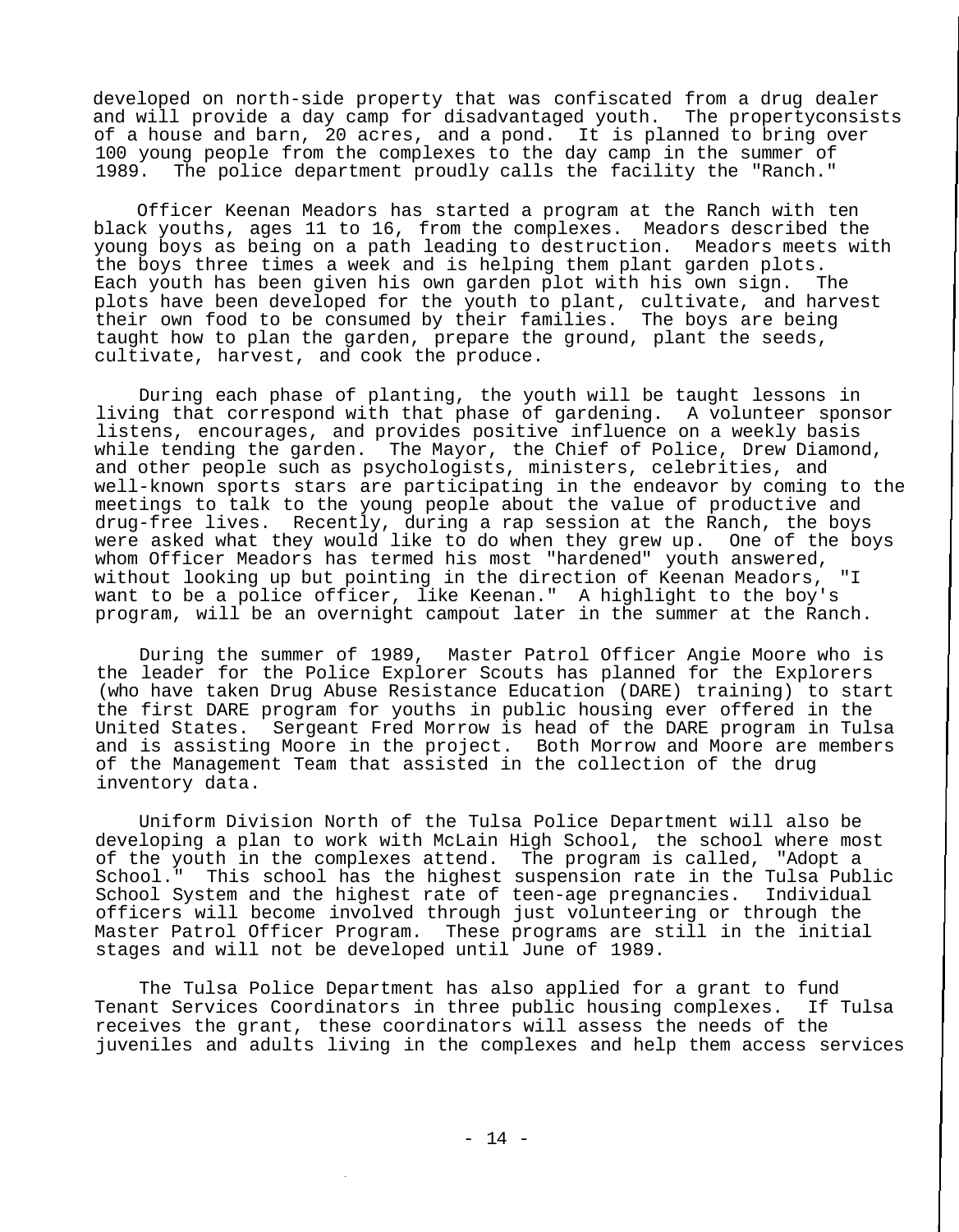developed on north-side property that was confiscated from a drug dealer and will provide a day camp for disadvantaged youth. The propertyconsists of a house and barn, 20 acres, and a pond. It is planned to bring over 100 young people from the complexes to the day camp in the summer of 1989. The police department proudly calls the facility the "Ranch."

Officer Keenan Meadors has started a program at the Ranch with ten black youths, ages 11 to 16, from the complexes. Meadors described the young boys as being on a path leading to destruction. Meadors meets with the boys three times a week and is helping them plant garden plots. Each youth has been given his own garden plot with his own sign. The plots have been developed for the youth to plant, cultivate, and harvest their own food to be consumed by their families. The boys are being taught how to plan the garden, prepare the ground, plant the seeds, cultivate, harvest, and cook the produce.

During each phase of planting, the youth will be taught lessons in living that correspond with that phase of gardening. A volunteer sponsor listens, encourages, and provides positive influence on a weekly basis while tending the garden. The Mayor, the Chief of Police, Drew Diamond, and other people such as psychologists, ministers, celebrities, and well-known sports stars are participating in the endeavor by coming to the meetings to talk to the young people about the value of productive and drug-free lives. Recently, during a rap session at the Ranch, the boys were asked what they would like to do when they grew up. One of the boys whom Officer Meadors has termed his most "hardened" youth answered, without looking up but pointing in the direction of Keenan Meadors, "I want to be a police officer, like Keenan." A highlight to the boy's program, will be an overnight campout later in the summer at the Ranch.

During the summer of 1989, Master Patrol Officer Angie Moore who is the leader for the Police Explorer Scouts has planned for the Explorers (who have taken Drug Abuse Resistance Education (DARE) training) to start the first DARE program for youths in public housing ever offered in the United States. Sergeant Fred Morrow is head of the DARE program in Tulsa and is assisting Moore in the project. Both Morrow and Moore are members of the Management Team that assisted in the collection of the drug inventory data.

Uniform Division North of the Tulsa Police Department will also be developing a plan to work with McLain High School, the school where most of the youth in the complexes attend. The program is called, "Adopt a School." This school has the highest suspension rate in the Tulsa Public School System and the highest rate of teen-age pregnancies. Individual officers will become involved through just volunteering or through the Master Patrol Officer Program. These programs are still in the initial stages and will not be developed until June of 1989.

The Tulsa Police Department has also applied for a grant to fund Tenant Services Coordinators in three public housing complexes. If Tulsa receives the grant, these coordinators will assess the needs of the juveniles and adults living in the complexes and help them access services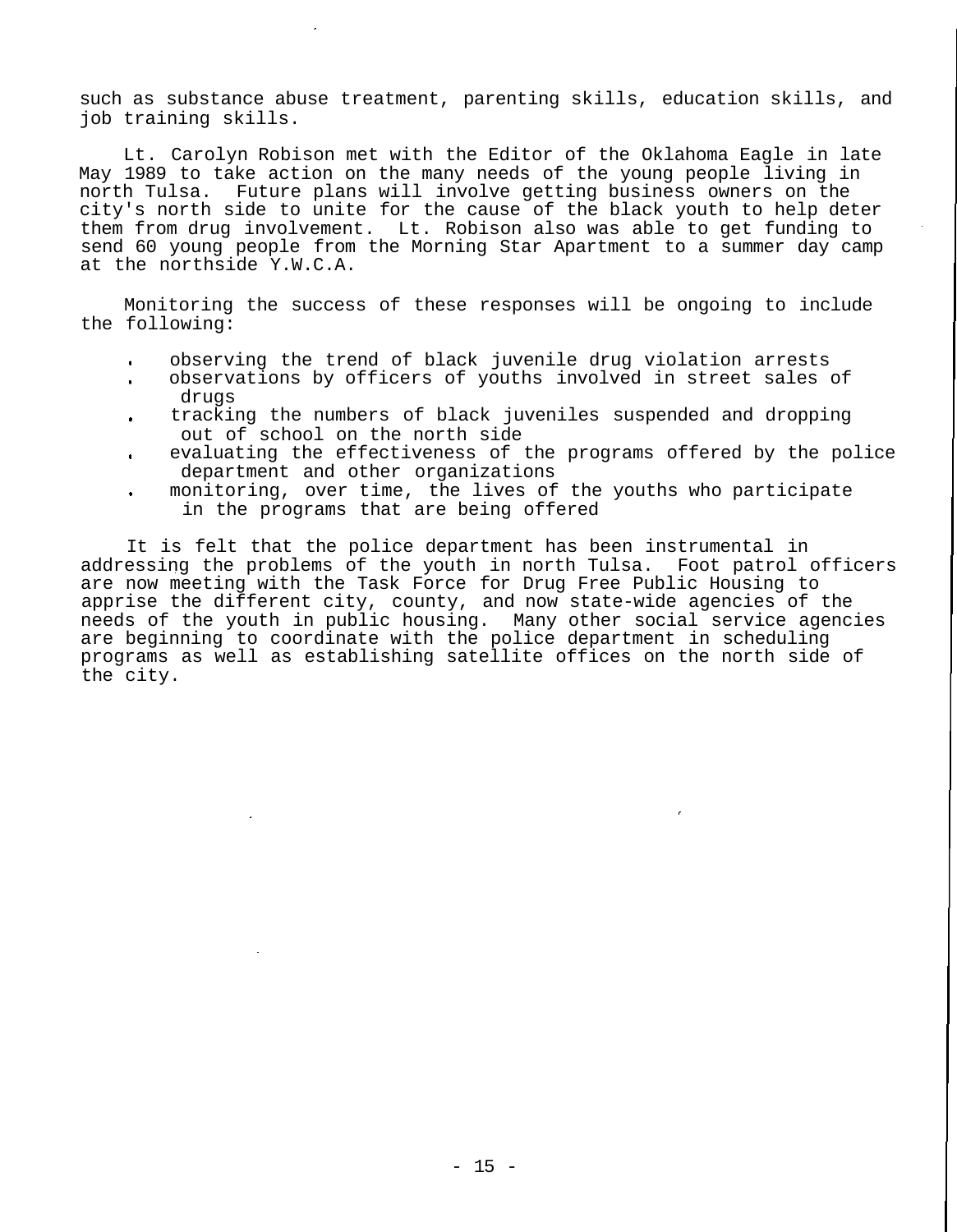such as substance abuse treatment, parenting skills, education skills, and job training skills.

Lt. Carolyn Robison met with the Editor of the Oklahoma Eagle in late May 1989 to take action on the many needs of the young people living in north Tulsa. Future plans will involve getting business owners on the city's north side to unite for the cause of the black youth to help deter them from drug involvement. Lt. Robison also was able to get funding to send 60 young people from the Morning Star Apartment to a summer day camp at the northside Y.W.C.A.

Monitoring the success of these responses will be ongoing to include the following:

- observing the trend of black juvenile drug violation arrests
- observations by officers of youths involved in street sales of drugs
- tracking the numbers of black juveniles suspended and dropping out of school on the north side
- evaluating the effectiveness of the programs offered by the police department and other organizations
- monitoring, over time, the lives of the youths who participate in the programs that are being offered

It is felt that the police department has been instrumental in addressing the problems of the youth in north Tulsa. Foot patrol officers are now meeting with the Task Force for Drug Free Public Housing to apprise the different city, county, and now state-wide agencies of the needs of the youth in public housing. Many other social service agencies are beginning to coordinate with the police department in scheduling programs as well as establishing satellite offices on the north side of the city.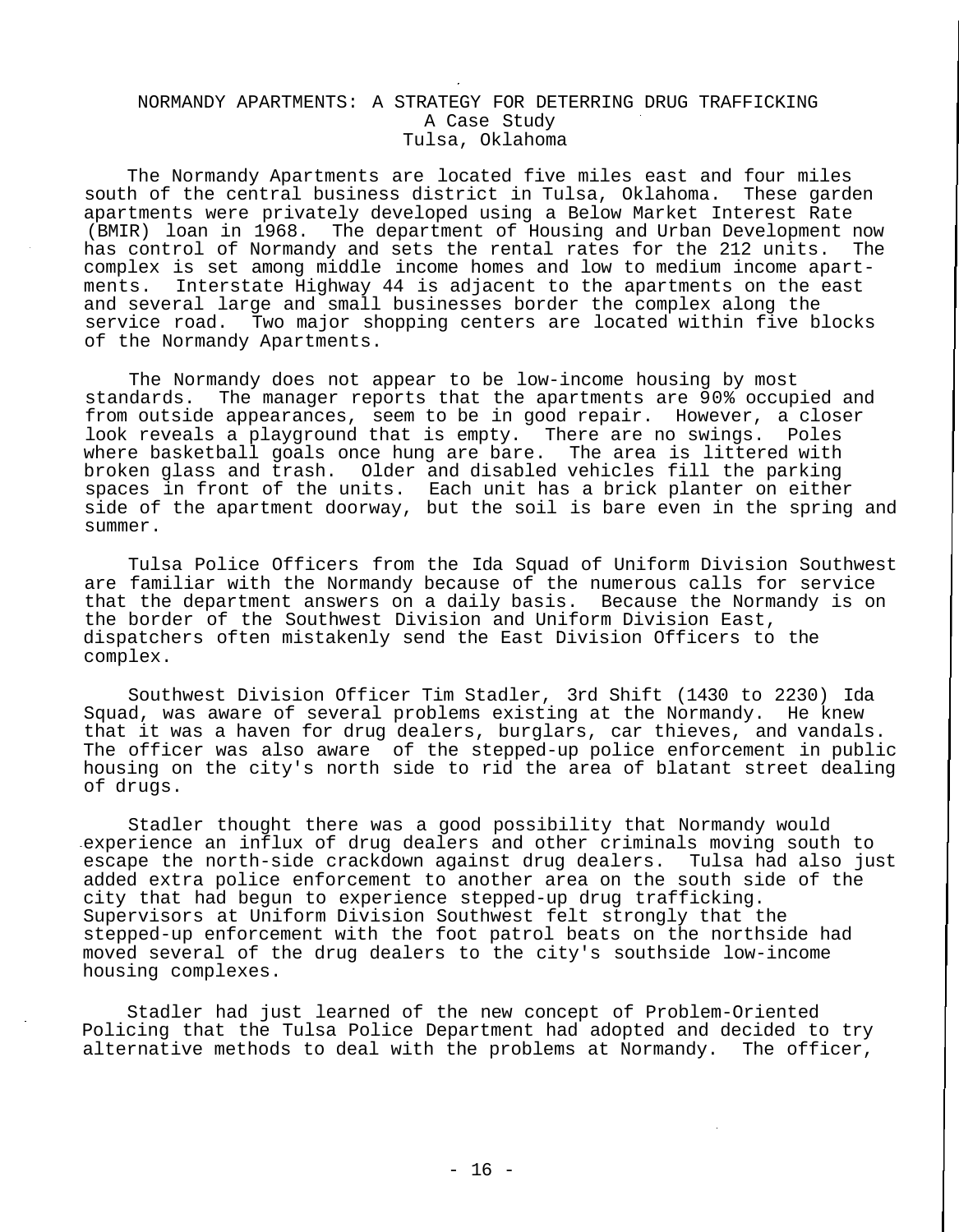# NORMANDY APARTMENTS: A STRATEGY FOR DETERRING DRUG TRAFFICKING
## A Case Study
## Tulsa, Oklahoma

The Normandy Apartments are located five miles east and four miles south of the central business district in Tulsa, Oklahoma. These garden apartments were privately developed using a Below Market Interest Rate (BMIR) loan in 1968. The department of Housing and Urban Development now has control of Normandy and sets the rental rates for the 212 units. The complex is set among middle income homes and low to medium income apartments. Interstate Highway 44 is adjacent to the apartments on the east and several large and small businesses border the complex along the service road. Two major shopping centers are located within five blocks of the Normandy Apartments.

The Normandy does not appear to be low-income housing by most standards. The manager reports that the apartments are 90% occupied and from outside appearances, seem to be in good repair. However, a closer look reveals a playground that is empty. There are no swings. Poles where basketball goals once hung are bare. The area is littered with broken glass and trash. Older and disabled vehicles fill the parking spaces in front of the units. Each unit has a brick planter on either side of the apartment doorway, but the soil is bare even in the spring and summer.

Tulsa Police Officers from the Ida Squad of Uniform Division Southwest are familiar with the Normandy because of the numerous calls for service that the department answers on a daily basis. Because the Normandy is on the border of the Southwest Division and Uniform Division East, dispatchers often mistakenly send the East Division Officers to the complex.

Southwest Division Officer Tim Stadler, 3rd Shift (1430 to 2230) Ida Squad, was aware of several problems existing at the Normandy. He knew that it was a haven for drug dealers, burglars, car thieves, and vandals. The officer was also aware of the stepped-up police enforcement in public housing on the city's north side to rid the area of blatant street dealing of drugs.

Stadler thought there was a good possibility that Normandy would experience an influx of drug dealers and other criminals moving south to escape the north-side crackdown against drug dealers. Tulsa had also just added extra police enforcement to another area on the south side of the city that had begun to experience stepped-up drug trafficking. Supervisors at Uniform Division Southwest felt strongly that the stepped-up enforcement with the foot patrol beats on the northside had moved several of the drug dealers to the city's southside low-income housing complexes.

Stadler had just learned of the new concept of Problem-Oriented Policing that the Tulsa Police Department had adopted and decided to try alternative methods to deal with the problems at Normandy. The officer,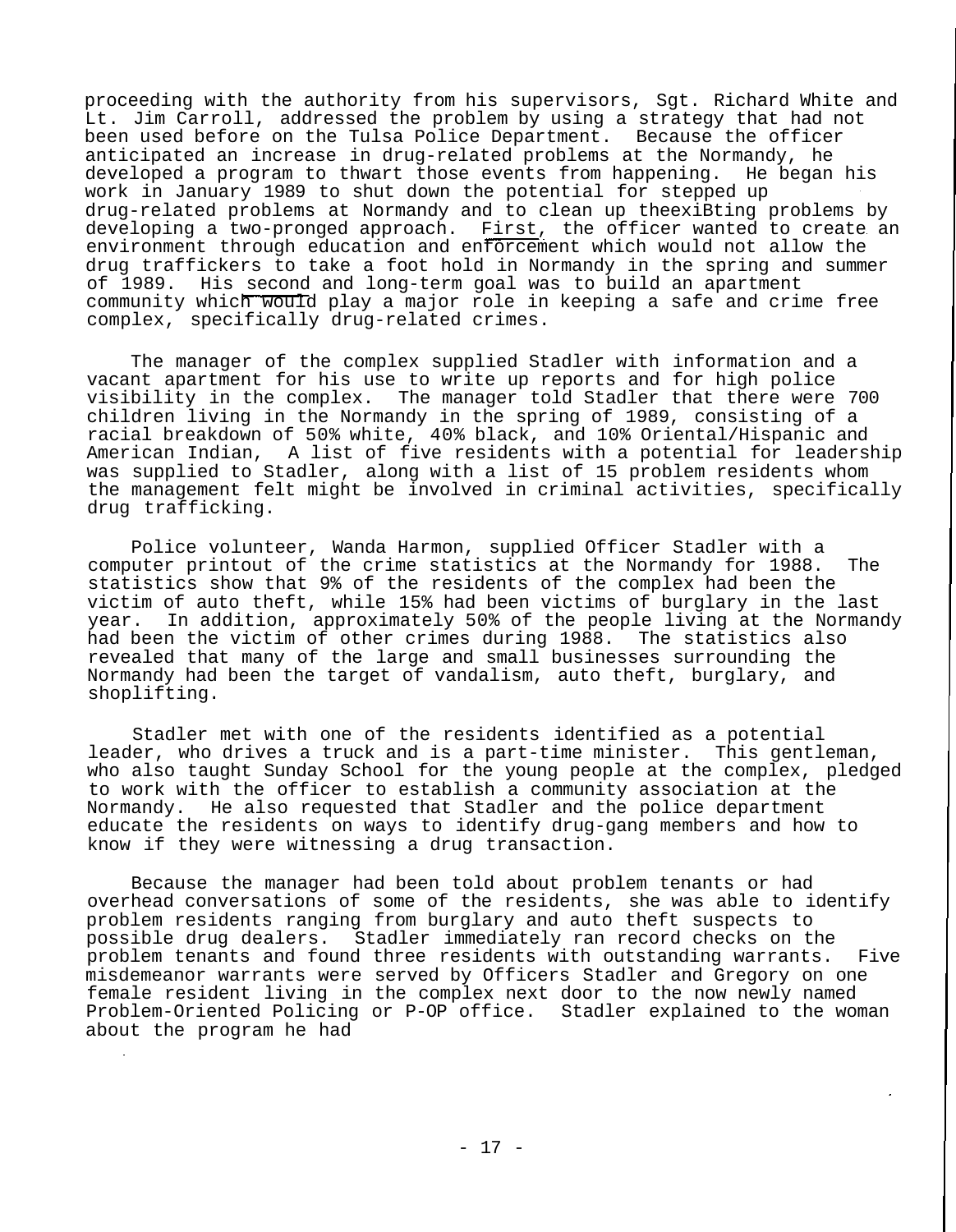proceeding with the authority from his supervisors, Sgt. Richard White and Lt. Jim Carroll, addressed the problem by using a strategy that had not been used before on the Tulsa Police Department. Because the officer anticipated an increase in drug-related problems at the Normandy, he developed a program to thwart those events from happening. He began his work in January 1989 to shut down the potential for stepped up drug-related problems at Normandy and to clean up theexiBting problems by developing a two-pronged approach. First, the officer wanted to create an environment through education and enforcement which would not allow the drug traffickers to take a foot hold in Normandy in the spring and summer of 1989. His second and long-term goal was to build an apartment community which would play a major role in keeping a safe and crime free complex, specifically drug-related crimes.

The manager of the complex supplied Stadler with information and a vacant apartment for his use to write up reports and for high police visibility in the complex. The manager told Stadler that there were 700 children living in the Normandy in the spring of 1989, consisting of a racial breakdown of 50% white, 40% black, and 10% Oriental/Hispanic and American Indian, A list of five residents with a potential for leadership was supplied to Stadler, along with a list of 15 problem residents whom the management felt might be involved in criminal activities, specifically drug trafficking.

Police volunteer, Wanda Harmon, supplied Officer Stadler with a computer printout of the crime statistics at the Normandy for 1988. The statistics show that 9% of the residents of the complex had been the victim of auto theft, while 15% had been victims of burglary in the last year. In addition, approximately 50% of the people living at the Normandy had been the victim of other crimes during 1988. The statistics also revealed that many of the large and small businesses surrounding the Normandy had been the target of vandalism, auto theft, burglary, and shoplifting.

Stadler met with one of the residents identified as a potential leader, who drives a truck and is a part-time minister. This gentleman, who also taught Sunday School for the young people at the complex, pledged to work with the officer to establish a community association at the Normandy. He also requested that Stadler and the police department educate the residents on ways to identify drug-gang members and how to know if they were witnessing a drug transaction.

Because the manager had been told about problem tenants or had overhead conversations of some of the residents, she was able to identify problem residents ranging from burglary and auto theft suspects to possible drug dealers. Stadler immediately ran record checks on the problem tenants and found three residents with outstanding warrants. Five misdemeanor warrants were served by Officers Stadler and Gregory on one female resident living in the complex next door to the now newly named Problem-Oriented Policing or P-OP office. Stadler explained to the woman about the program he had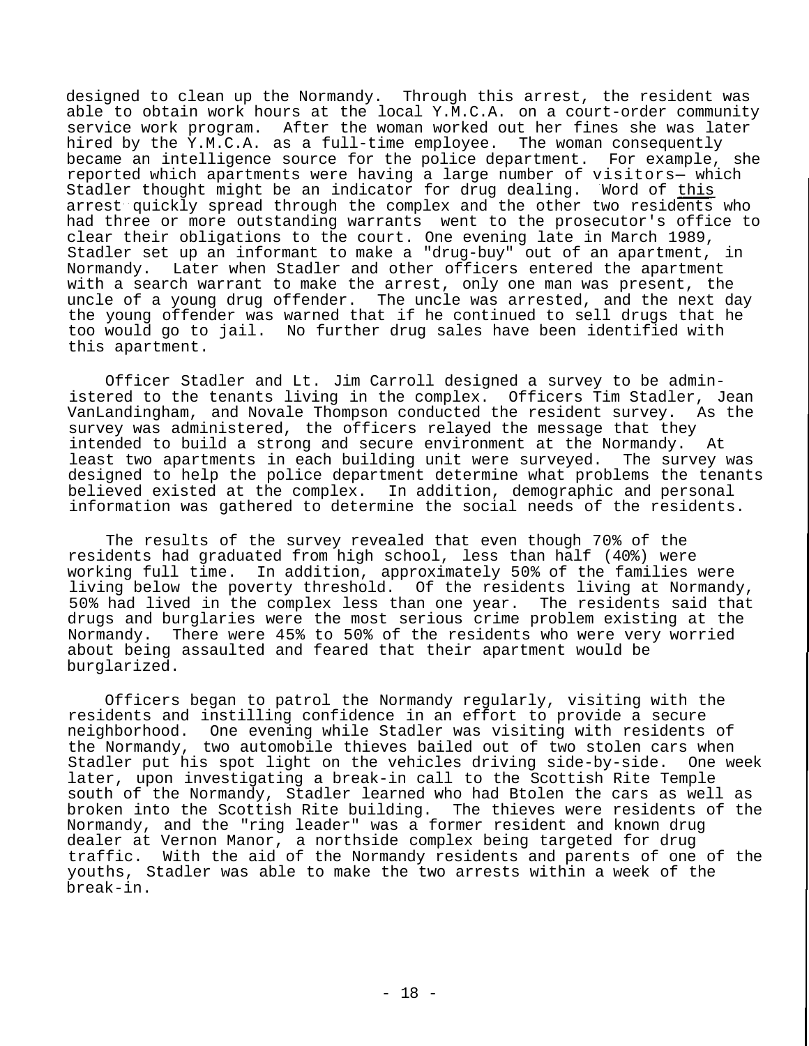designed to clean up the Normandy. Through this arrest, the resident was able to obtain work hours at the local Y.M.C.A. on a court-order community service work program. After the woman worked out her fines she was later hired by the Y.M.C.A. as a full-time employee. The woman consequently became an intelligence source for the police department. For example, she reported which apartments were having a large number of visitors— which Stadler thought might be an indicator for drug dealing. Word of this arrest quickly spread through the complex and the other two residents who had three or more outstanding warrants went to the prosecutor's office to clear their obligations to the court. One evening late in March 1989, Stadler set up an informant to make a "drug-buy" out of an apartment, in Normandy. Later when Stadler and other officers entered the apartment with a search warrant to make the arrest, only one man was present, the uncle of a young drug offender. The uncle was arrested, and the next day the young offender was warned that if he continued to sell drugs that he too would go to jail. No further drug sales have been identified with this apartment.

Officer Stadler and Lt. Jim Carroll designed a survey to be administered to the tenants living in the complex. Officers Tim Stadler, Jean VanLandingham, and Novale Thompson conducted the resident survey. As the survey was administered, the officers relayed the message that they intended to build a strong and secure environment at the Normandy. At least two apartments in each building unit were surveyed. The survey was designed to help the police department determine what problems the tenants believed existed at the complex. In addition, demographic and personal information was gathered to determine the social needs of the residents.

The results of the survey revealed that even though 70% of the residents had graduated from high school, less than half (40%) were working full time. In addition, approximately 50% of the families were living below the poverty threshold. Of the residents living at Normandy, 50% had lived in the complex less than one year. The residents said that drugs and burglaries were the most serious crime problem existing at the Normandy. There were 45% to 50% of the residents who were very worried about being assaulted and feared that their apartment would be burglarized.

Officers began to patrol the Normandy regularly, visiting with the residents and instilling confidence in an effort to provide a secure neighborhood. One evening while Stadler was visiting with residents of the Normandy, two automobile thieves bailed out of two stolen cars when Stadler put his spot light on the vehicles driving side-by-side. One week later, upon investigating a break-in call to the Scottish Rite Temple south of the Normandy, Stadler learned who had Btolen the cars as well as broken into the Scottish Rite building. The thieves were residents of the Normandy, and the "ring leader" was a former resident and known drug dealer at Vernon Manor, a northside complex being targeted for drug traffic. With the aid of the Normandy residents and parents of one of the youths, Stadler was able to make the two arrests within a week of the break-in.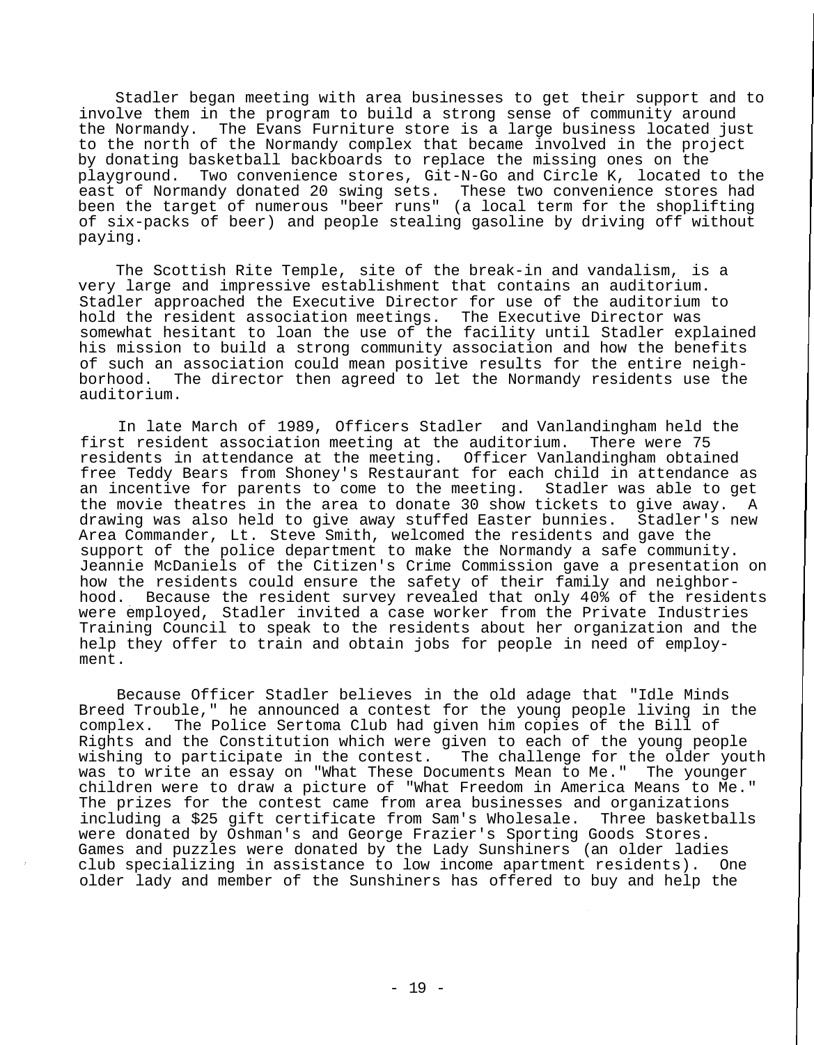Stadler began meeting with area businesses to get their support and to involve them in the program to build a strong sense of community around the Normandy. The Evans Furniture store is a large business located just to the north of the Normandy complex that became involved in the project by donating basketball backboards to replace the missing ones on the playground. Two convenience stores, Git-N-Go and Circle K, located to the east of Normandy donated 20 swing sets. These two convenience stores had been the target of numerous "beer runs" (a local term for the shoplifting of six-packs of beer) and people stealing gasoline by driving off without paying.

The Scottish Rite Temple, site of the break-in and vandalism, is a very large and impressive establishment that contains an auditorium. Stadler approached the Executive Director for use of the auditorium to hold the resident association meetings. The Executive Director was somewhat hesitant to loan the use of the facility until Stadler explained his mission to build a strong community association and how the benefits of such an association could mean positive results for the entire neighborhood. The director then agreed to let the Normandy residents use the auditorium.

In late March of 1989, Officers Stadler and Vanlandingham held the first resident association meeting at the auditorium. There were 75 residents in attendance at the meeting. Officer Vanlandingham obtained free Teddy Bears from Shoney's Restaurant for each child in attendance as an incentive for parents to come to the meeting. Stadler was able to get the movie theatres in the area to donate 30 show tickets to give away. A drawing was also held to give away stuffed Easter bunnies. Stadler's new Area Commander, Lt. Steve Smith, welcomed the residents and gave the support of the police department to make the Normandy a safe community. Jeannie McDaniels of the Citizen's Crime Commission gave a presentation on how the residents could ensure the safety of their family and neighborhood. Because the resident survey revealed that only 40% of the residents were employed, Stadler invited a case worker from the Private Industries Training Council to speak to the residents about her organization and the help they offer to train and obtain jobs for people in need of employment.

Because Officer Stadler believes in the old adage that "Idle Minds Breed Trouble," he announced a contest for the young people living in the complex. The Police Sertoma Club had given him copies of the Bill of Rights and the Constitution which were given to each of the young people wishing to participate in the contest. The challenge for the older youth was to write an essay on "What These Documents Mean to Me." The younger children were to draw a picture of "What Freedom in America Means to Me." The prizes for the contest came from area businesses and organizations including a $25 gift certificate from Sam's Wholesale. Three basketballs were donated by Oshman's and George Frazier's Sporting Goods Stores. Games and puzzles were donated by the Lady Sunshiners (an older ladies club specializing in assistance to low income apartment residents). One older lady and member of the Sunshiners has offered to buy and help the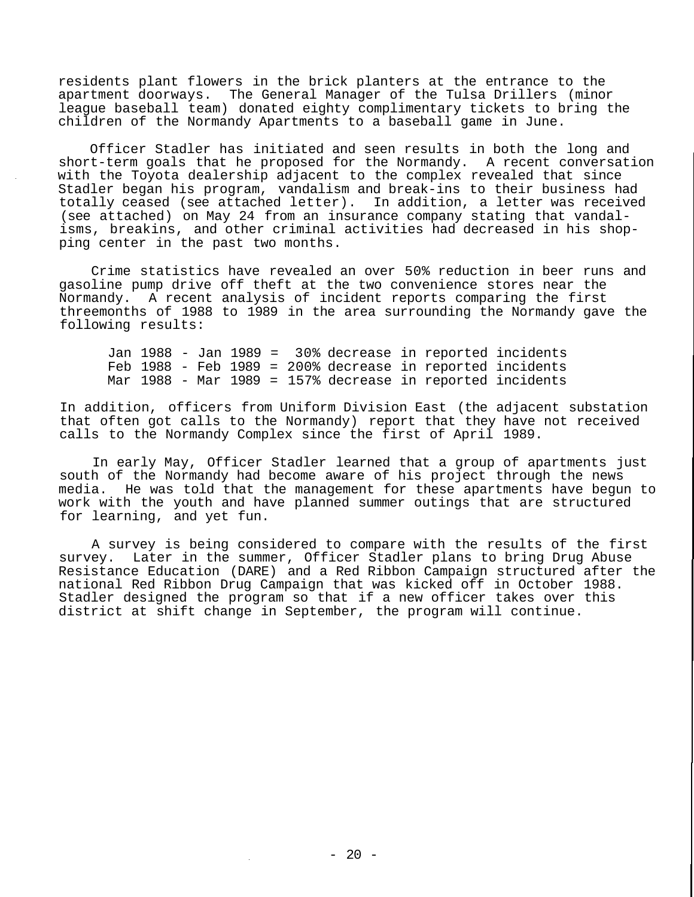residents plant flowers in the brick planters at the entrance to the apartment doorways. The General Manager of the Tulsa Drillers (minor league baseball team) donated eighty complimentary tickets to bring the children of the Normandy Apartments to a baseball game in June.

Officer Stadler has initiated and seen results in both the long and short-term goals that he proposed for the Normandy. A recent conversation with the Toyota dealership adjacent to the complex revealed that since Stadler began his program, vandalism and break-ins to their business had totally ceased (see attached letter). In addition, a letter was received (see attached) on May 24 from an insurance company stating that vandalisms, breakins, and other criminal activities had decreased in his shopping center in the past two months.

Crime statistics have revealed an over 50% reduction in beer runs and gasoline pump drive off theft at the two convenience stores near the Normandy. A recent analysis of incident reports comparing the first threemonths of 1988 to 1989 in the area surrounding the Normandy gave the following results:

Jan 1988 - Jan 1989 = 30% decrease in reported incidents
Feb 1988 - Feb 1989 = 200% decrease in reported incidents
Mar 1988 - Mar 1989 = 157% decrease in reported incidents

In addition, officers from Uniform Division East (the adjacent substation that often got calls to the Normandy) report that they have not received calls to the Normandy Complex since the first of April 1989.

In early May, Officer Stadler learned that a group of apartments just south of the Normandy had become aware of his project through the news media. He was told that the management for these apartments have begun to work with the youth and have planned summer outings that are structured for learning, and yet fun.

A survey is being considered to compare with the results of the first survey. Later in the summer, Officer Stadler plans to bring Drug Abuse Resistance Education (DARE) and a Red Ribbon Campaign structured after the national Red Ribbon Drug Campaign that was kicked off in October 1988. Stadler designed the program so that if a new officer takes over this district at shift change in September, the program will continue.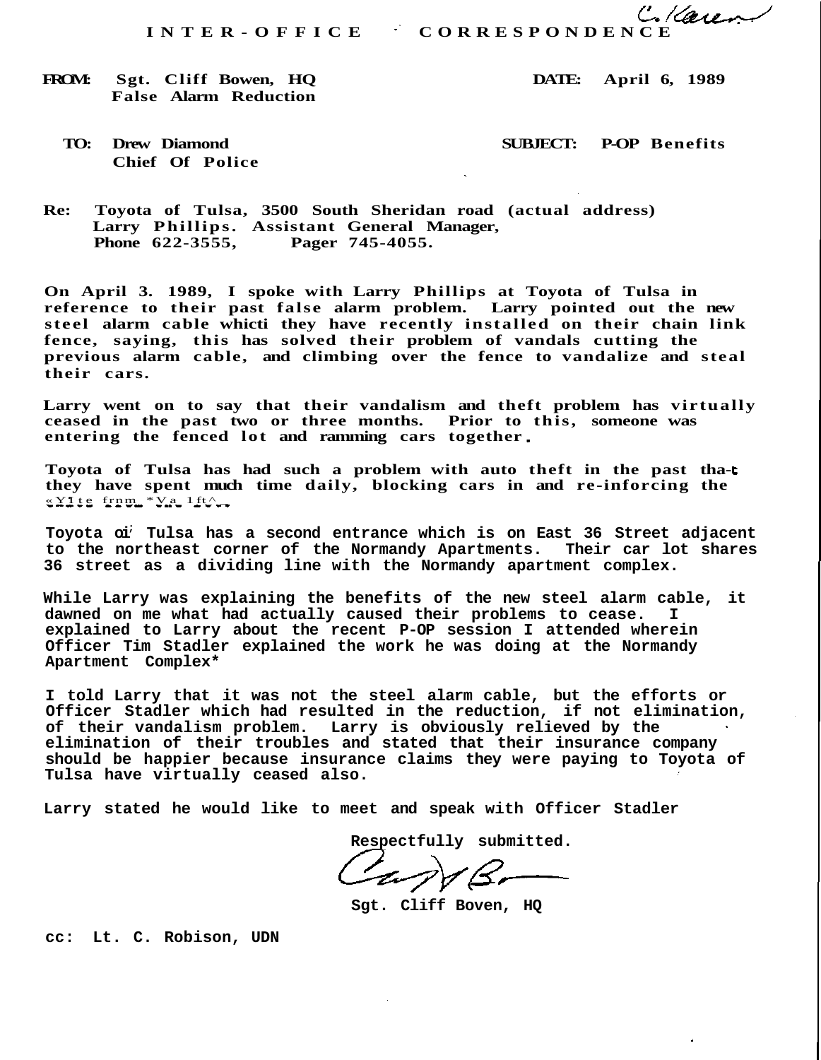C. Karen

# INTER-OFFICE CORRESPONDENCE

**FROM:** Sgt. Cliff Bowen, HQ
False Alarm Reduction

**DATE:** April 6, 1989

**TO:** Drew Diamond
Chief Of Police

**SUBJECT:** P-OP Benefits

**Re:** Toyota of Tulsa, 3500 South Sheridan road (actual address)
Larry Phillips. Assistant General Manager,
Phone 622-3555, Pager 745-4055.

On April 3. 1989, I spoke with Larry Phillips at Toyota of Tulsa in reference to their past false alarm problem. Larry pointed out the new steel alarm cable whicti they have recently installed on their chain link fence, saying, this has solved their problem of vandals cutting the previous alarm cable, and climbing over the fence to vandalize and steal their cars.

Larry went on to say that their vandalism and theft problem has virtually ceased in the past two or three months. Prior to this, someone was entering the fenced lot and ramming cars together.

Toyota of Tulsa has had such a problem with auto theft in the past that they have spent much time daily, blocking cars in and re-inforcing the «Y1te frnm *Va 1ft^..

Toyota of Tulsa has a second entrance which is on East 36 Street adjacent to the northeast corner of the Normandy Apartments. Their car lot shares 36 street as a dividing line with the Normandy apartment complex.

While Larry was explaining the benefits of the new steel alarm cable, it dawned on me what had actually caused their problems to cease. I explained to Larry about the recent P-OP session I attended wherein Officer Tim Stadler explained the work he was doing at the Normandy Apartment Complex*

I told Larry that it was not the steel alarm cable, but the efforts or Officer Stadler which had resulted in the reduction, if not elimination, of their vandalism problem. Larry is obviously relieved by the elimination of their troubles and stated that their insurance company should be happier because insurance claims they were paying to Toyota of Tulsa have virtually ceased also.

Larry stated he would like to meet and speak with Officer Stadler

Respectfully submitted.

Sgt. Cliff Boven, HQ

cc: Lt. C. Robison, UDN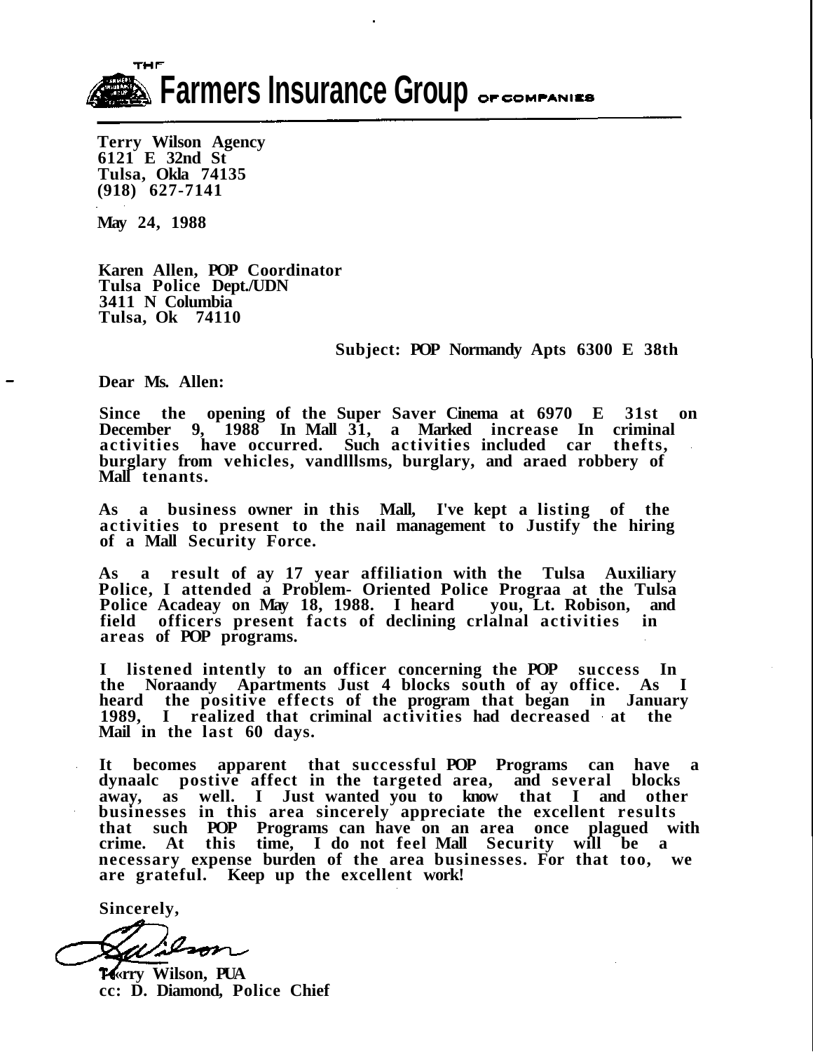**THE Farmers Insurance Group OF COMPANIES**

---

**Terry Wilson Agency**
**6121 E 32nd St**
**Tulsa, Okla 74135**
**(918) 627-7141**

**May 24, 1988**

**Karen Allen, POP Coordinator**
**Tulsa Police Dept./UDN**
**3411 N Columbia**
**Tulsa, Ok 74110**

**Subject: POP Normandy Apts 6300 E 38th**

**Dear Ms. Allen:**

**Since the opening of the Super Saver Cinema at 6970 E 31st on December 9, 1988 In Mall 31, a Marked increase In criminal activities have occurred. Such activities included car thefts, burglary from vehicles, vandlllsms, burglary, and araed robbery of Mall tenants.**

**As a business owner in this Mall, I've kept a listing of the activities to present to the nail management to Justify the hiring of a Mall Security Force.**

**As a result of ay 17 year affiliation with the Tulsa Auxiliary Police, I attended a Problem- Oriented Police Prograa at the Tulsa Police Acadeay on May 18, 1988. I heard you, Lt. Robison, and field officers present facts of declining crlalnal activities in areas of POP programs.**

**I listened intently to an officer concerning the POP success In the Noraandy Apartments Just 4 blocks south of ay office. As I heard the positive effects of the program that began in January 1989, I realized that criminal activities had decreased at the Mail in the last 60 days.**

**It becomes apparent that successful POP Programs can have a dynaalc postive affect in the targeted area, and several blocks away, as well. I Just wanted you to know that I and other businesses in this area sincerely appreciate the excellent results that such POP Programs can have on an area once plagued with crime. At this time, I do not feel Mall Security will be a necessary expense burden of the area businesses. For that too, we are grateful. Keep up the excellent work!**

**Sincerely,**

**T«rry Wilson, PUA**
**cc: D. Diamond, Police Chief**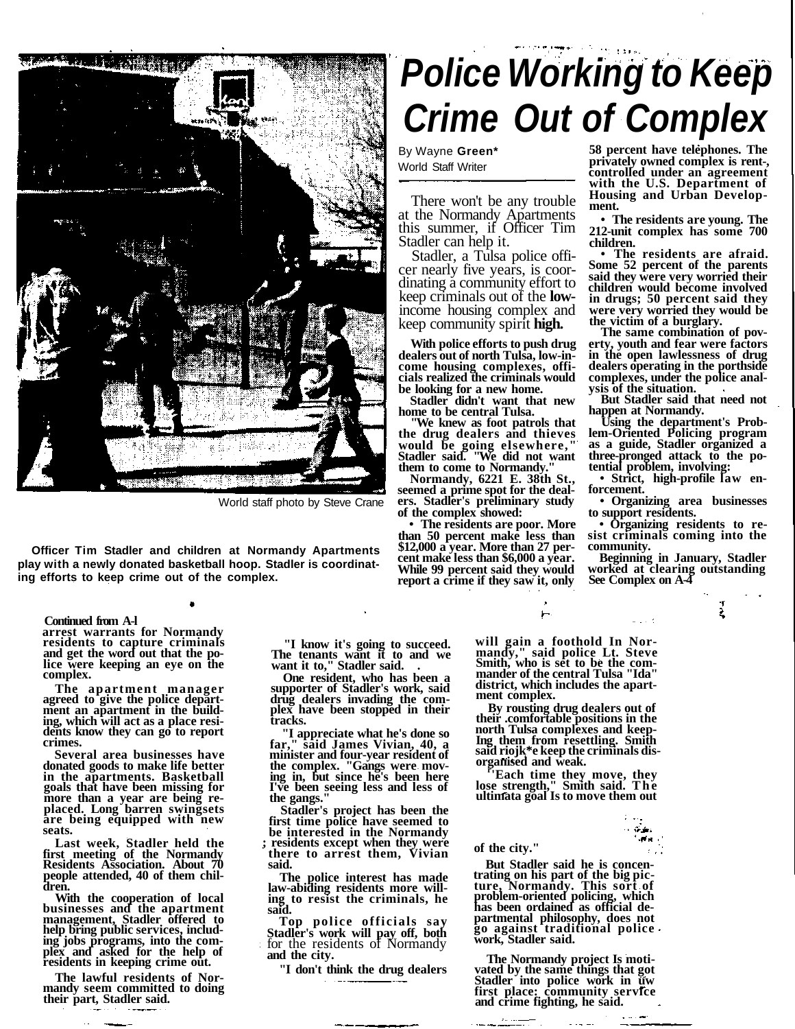# Police Working to Keep Crime Out of Complex

By Wayne Green*
World Staff Writer

World staff photo by Steve Crane

**Officer Tim Stadler and children at Normandy Apartments play with a newly donated basketball hoop. Stadler is coordinating efforts to keep crime out of the complex.**

There won't be any trouble at the Normandy Apartments this summer, if Officer Tim Stadler can help it.

Stadler, a Tulsa police officer nearly five years, is coordinating a community effort to keep criminals out of the **low-**income housing complex and keep community spirit **high.**

With police efforts to push drug dealers out of north Tulsa, low-income housing complexes, officials realized the criminals would be looking for a new home.

Stadler didn't want that new home to be central Tulsa.

"We knew as foot patrols that the drug dealers and thieves would be going elsewhere," Stadler said. "We did not want them to come to Normandy."

Normandy, 6221 E. 38th St., seemed a prime spot for the dealers. Stadler's preliminary study of the complex showed:

• The residents are poor. More than 50 percent make less than $12,000 a year. More than 27 percent make less than $6,000 a year. While 99 percent said they would report a crime if they saw it, only 58 percent have telephones. The privately owned complex is rent-, controlled under an agreement with the U.S. Department of Housing and Urban Development.

• The residents are young. The 212-unit complex has some 700 children.

• The residents are afraid. Some 52 percent of the parents said they were very worried their children would become involved in drugs; 50 percent said they were very worried they would be the victim of a burglary.

The same combination of poverty, youth and fear were factors in the open lawlessness of drug dealers operating in the porthside complexes, under the police analysis of the situation.

But Stadler said that need not happen at Normandy.

Using the department's Problem-Oriented Policing program as a guide, Stadler organized a three-pronged attack to the potential problem, involving:

• Strict, high-profile law enforcement.

• Organizing area businesses to support residents.

• Organizing residents to resist criminals coming into the community.

Beginning in January, Stadler worked at clearing outstanding
See Complex on A-4

Continued from A-l

arrest warrants for Normandy residents to capture criminals and get the word out that the police were keeping an eye on the complex.

The apartment manager agreed to give the police department an apartment in the building, which will act as a place residents know they can go to report crimes.

Several area businesses have donated goods to make life better in the apartments. Basketball goals that have been missing for more than a year are being replaced. Long barren swingsets are being equipped with new seats.

Last week, Stadler held the first meeting of the Normandy Residents Association. About 70 people attended, 40 of them children.

With the cooperation of local businesses and the apartment management, Stadler offered to help bring public services, including jobs programs, into the complex and asked for the help of residents in keeping crime out.

The lawful residents of Normandy seem committed to doing their part, Stadler said.

"I know it's going to succeed. The tenants want it to and we want it to," Stadler said.

One resident, who has been a supporter of Stadler's work, said drug dealers invading the complex have been stopped in their tracks.

"I appreciate what he's done so far," said James Vivian, 40, a minister and four-year resident of the complex. "Gangs were moving in, but since he's been here I've been seeing less and less of the gangs."

Stadler's project has been the first time police have seemed to be interested in the Normandy residents except when they were there to arrest them, Vivian said.

The police interest has made law-abiding residents more willing to resist the criminals, he said.

Top police officials say Stadler's work will pay off, both for the residents of Normandy and the city.

"I don't think the drug dealers will gain a foothold In Normandy," said police Lt. Steve Smith, who is set to be the commander of the central Tulsa "Ida" district, which includes the apartment complex.

By rousting drug dealers out of their comfortable positions in the north Tulsa complexes and keeping them from resettling. Smith said riojk*e keep the criminals disorganised and weak.

"Each time they move, they lose strength," Smith said. The ultimata goal Is to move them out of the city."

But Stadler said he is concentrating on his part of the big picture, Normandy. This sort of problem-oriented policing, which has been ordained as official departmental philosophy, does not go against traditional police work, Stadler said.

The Normandy project Is motivated by the same things that got Stadler into police work in uw first place: community servfce and crime fighting, he said.